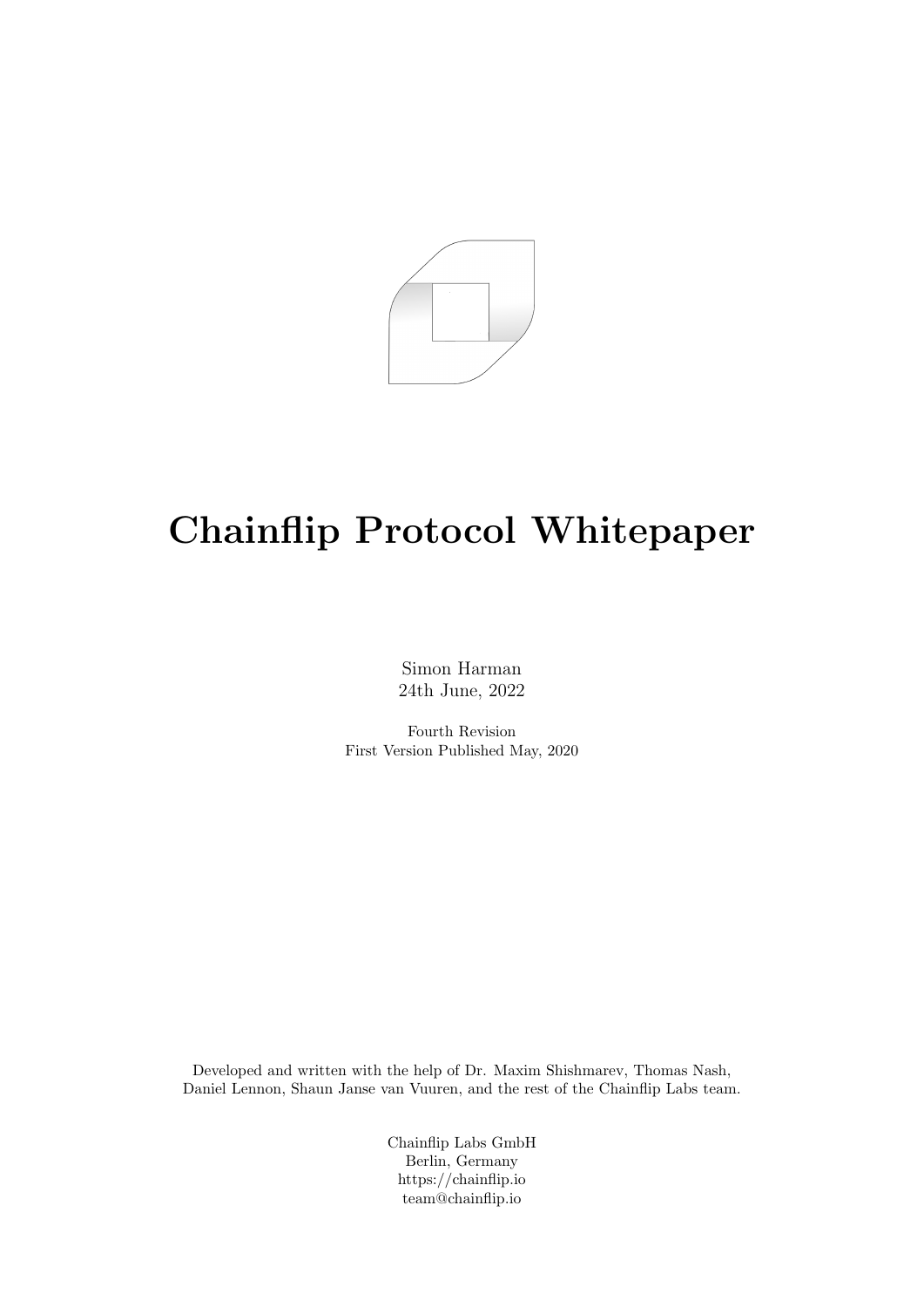# Chainflip Protocol Whitepaper

Simon Harman
24th June, 2022

Fourth Revision
First Version Published May, 2020

Developed and written with the help of Dr. Maxim Shishmarev, Thomas Nash, Daniel Lennon, Shaun Janse van Vuuren, and the rest of the Chainflip Labs team.

Chainflip Labs GmbH
Berlin, Germany
https://chainflip.io
team@chainflip.io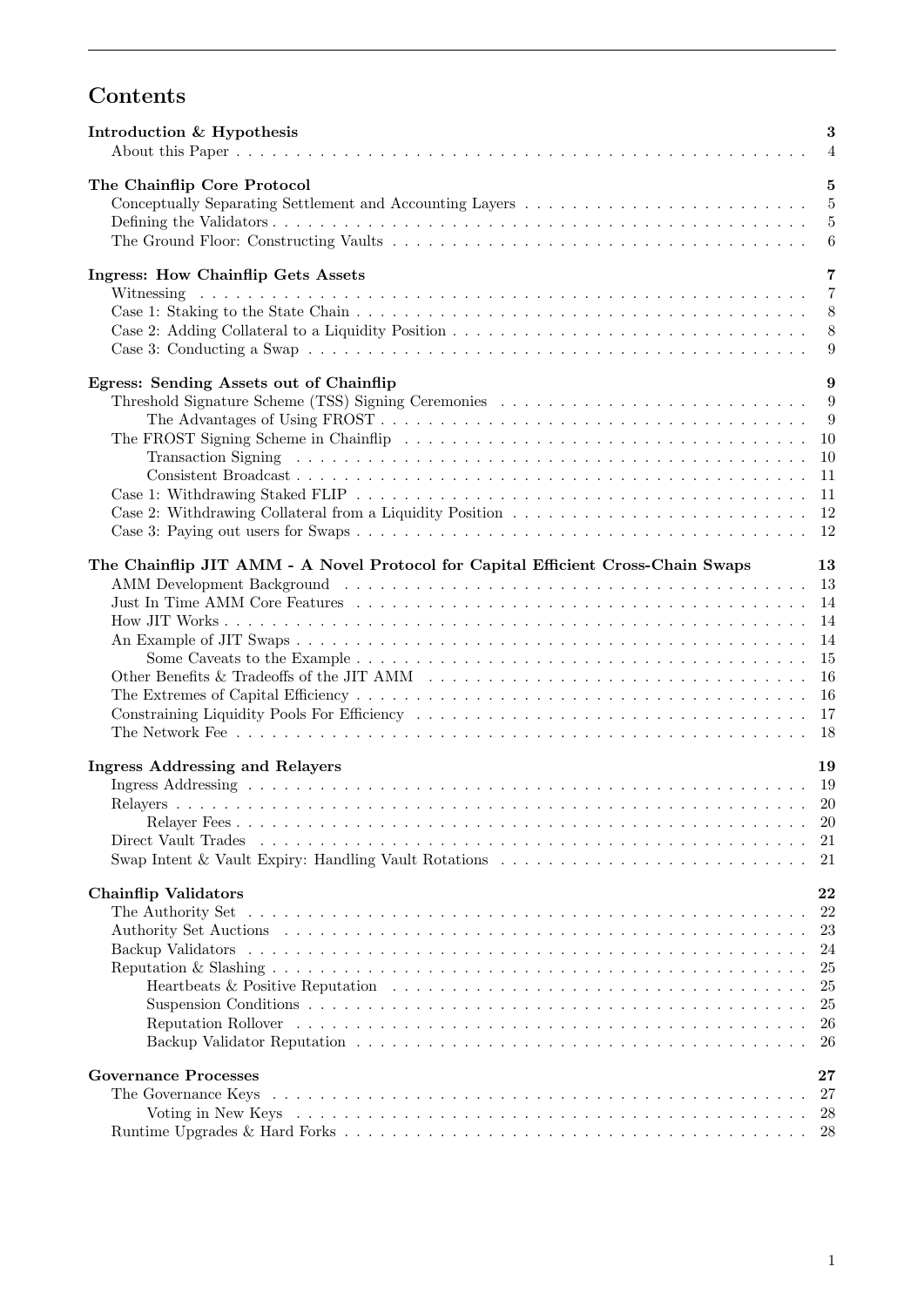# Contents

| | |
|---|---|
| **Introduction & Hypothesis** | **3** |
| About this Paper | 4 |
| **The Chainflip Core Protocol** | **5** |
| Conceptually Separating Settlement and Accounting Layers | 5 |
| Defining the Validators | 5 |
| The Ground Floor: Constructing Vaults | 6 |
| **Ingress: How Chainflip Gets Assets** | **7** |
| Witnessing | 7 |
| Case 1: Staking to the State Chain | 8 |
| Case 2: Adding Collateral to a Liquidity Position | 8 |
| Case 3: Conducting a Swap | 9 |
| **Egress: Sending Assets out of Chainflip** | **9** |
| Threshold Signature Scheme (TSS) Signing Ceremonies | 9 |
| The Advantages of Using FROST | 9 |
| The FROST Signing Scheme in Chainflip | 10 |
| Transaction Signing | 10 |
| Consistent Broadcast | 11 |
| Case 1: Withdrawing Staked FLIP | 11 |
| Case 2: Withdrawing Collateral from a Liquidity Position | 12 |
| Case 3: Paying out users for Swaps | 12 |
| **The Chainflip JIT AMM - A Novel Protocol for Capital Efficient Cross-Chain Swaps** | **13** |
| AMM Development Background | 13 |
| Just In Time AMM Core Features | 14 |
| How JIT Works | 14 |
| An Example of JIT Swaps | 14 |
| Some Caveats to the Example | 15 |
| Other Benefits & Tradeoffs of the JIT AMM | 16 |
| The Extremes of Capital Efficiency | 16 |
| Constraining Liquidity Pools For Efficiency | 17 |
| The Network Fee | 18 |
| **Ingress Addressing and Relayers** | **19** |
| Ingress Addressing | 19 |
| Relayers | 20 |
| Relayer Fees | 20 |
| Direct Vault Trades | 21 |
| Swap Intent & Vault Expiry: Handling Vault Rotations | 21 |
| **Chainflip Validators** | **22** |
| The Authority Set | 22 |
| Authority Set Auctions | 23 |
| Backup Validators | 24 |
| Reputation & Slashing | 25 |
| Heartbeats & Positive Reputation | 25 |
| Suspension Conditions | 25 |
| Reputation Rollover | 26 |
| Backup Validator Reputation | 26 |
| **Governance Processes** | **27** |
| The Governance Keys | 27 |
| Voting in New Keys | 28 |
| Runtime Upgrades & Hard Forks | 28 |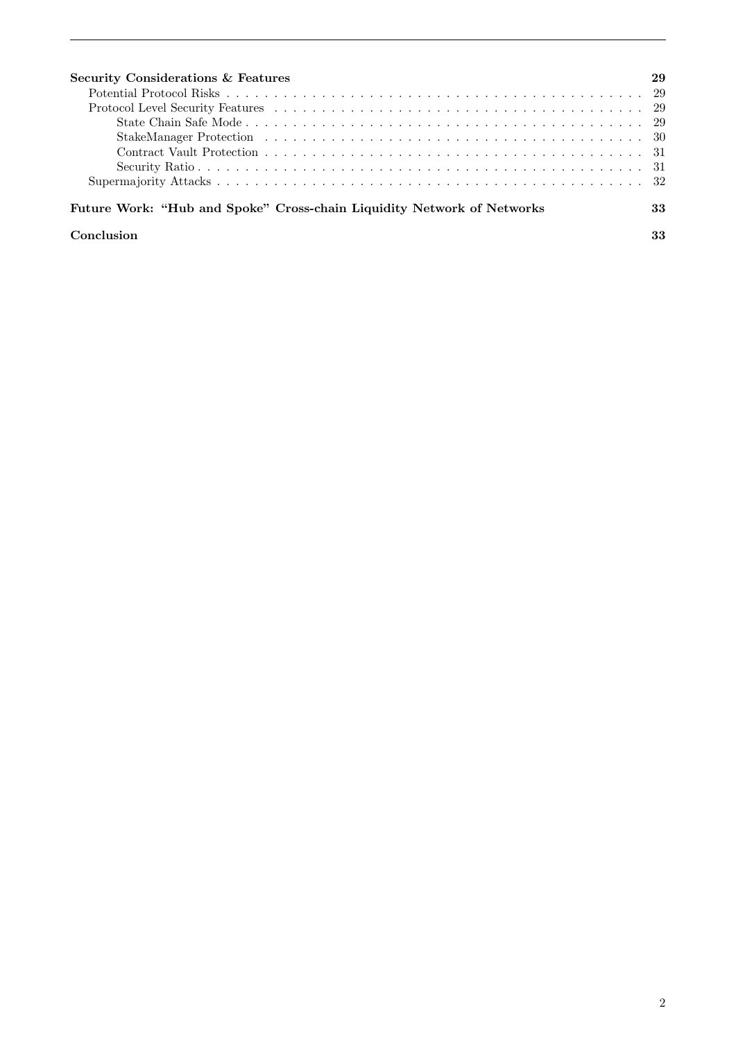**Security Considerations & Features** 29

- Potential Protocol Risks . . . 29
- Protocol Level Security Features . . . 29
  - State Chain Safe Mode . . . 29
  - StakeManager Protection . . . 30
  - Contract Vault Protection . . . 31
  - Security Ratio . . . 31
- Supermajority Attacks . . . 32

**Future Work: "Hub and Spoke" Cross-chain Liquidity Network of Networks** 33

**Conclusion** 33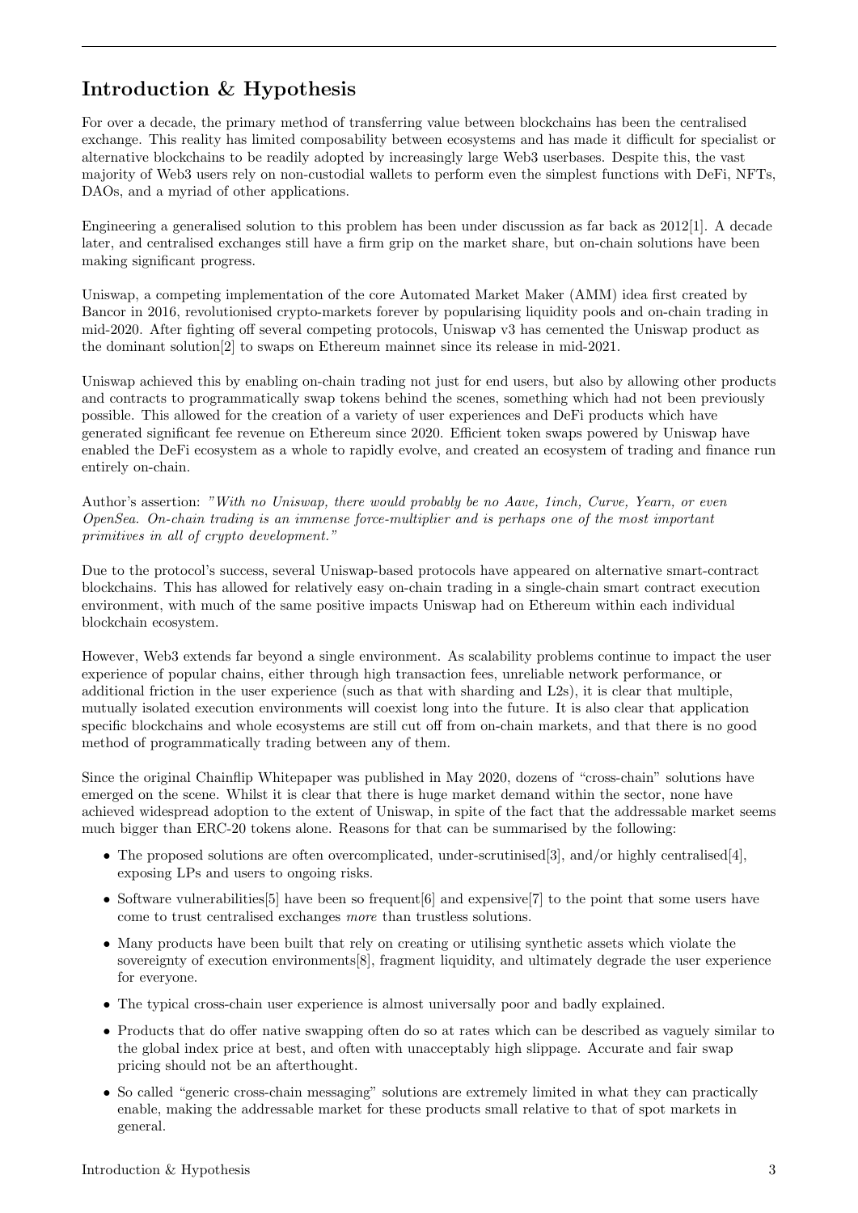## Introduction & Hypothesis

For over a decade, the primary method of transferring value between blockchains has been the centralised exchange. This reality has limited composability between ecosystems and has made it difficult for specialist or alternative blockchains to be readily adopted by increasingly large Web3 userbases. Despite this, the vast majority of Web3 users rely on non-custodial wallets to perform even the simplest functions with DeFi, NFTs, DAOs, and a myriad of other applications.

Engineering a generalised solution to this problem has been under discussion as far back as 2012[1]. A decade later, and centralised exchanges still have a firm grip on the market share, but on-chain solutions have been making significant progress.

Uniswap, a competing implementation of the core Automated Market Maker (AMM) idea first created by Bancor in 2016, revolutionised crypto-markets forever by popularising liquidity pools and on-chain trading in mid-2020. After fighting off several competing protocols, Uniswap v3 has cemented the Uniswap product as the dominant solution[2] to swaps on Ethereum mainnet since its release in mid-2021.

Uniswap achieved this by enabling on-chain trading not just for end users, but also by allowing other products and contracts to programmatically swap tokens behind the scenes, something which had not been previously possible. This allowed for the creation of a variety of user experiences and DeFi products which have generated significant fee revenue on Ethereum since 2020. Efficient token swaps powered by Uniswap have enabled the DeFi ecosystem as a whole to rapidly evolve, and created an ecosystem of trading and finance run entirely on-chain.

Author's assertion: *"With no Uniswap, there would probably be no Aave, 1inch, Curve, Yearn, or even OpenSea. On-chain trading is an immense force-multiplier and is perhaps one of the most important primitives in all of crypto development."*

Due to the protocol's success, several Uniswap-based protocols have appeared on alternative smart-contract blockchains. This has allowed for relatively easy on-chain trading in a single-chain smart contract execution environment, with much of the same positive impacts Uniswap had on Ethereum within each individual blockchain ecosystem.

However, Web3 extends far beyond a single environment. As scalability problems continue to impact the user experience of popular chains, either through high transaction fees, unreliable network performance, or additional friction in the user experience (such as that with sharding and L2s), it is clear that multiple, mutually isolated execution environments will coexist long into the future. It is also clear that application specific blockchains and whole ecosystems are still cut off from on-chain markets, and that there is no good method of programmatically trading between any of them.

Since the original Chainflip Whitepaper was published in May 2020, dozens of "cross-chain" solutions have emerged on the scene. Whilst it is clear that there is huge market demand within the sector, none have achieved widespread adoption to the extent of Uniswap, in spite of the fact that the addressable market seems much bigger than ERC-20 tokens alone. Reasons for that can be summarised by the following:

- The proposed solutions are often overcomplicated, under-scrutinised[3], and/or highly centralised[4], exposing LPs and users to ongoing risks.
- Software vulnerabilities[5] have been so frequent[6] and expensive[7] to the point that some users have come to trust centralised exchanges *more* than trustless solutions.
- Many products have been built that rely on creating or utilising synthetic assets which violate the sovereignty of execution environments[8], fragment liquidity, and ultimately degrade the user experience for everyone.
- The typical cross-chain user experience is almost universally poor and badly explained.
- Products that do offer native swapping often do so at rates which can be described as vaguely similar to the global index price at best, and often with unacceptably high slippage. Accurate and fair swap pricing should not be an afterthought.
- So called "generic cross-chain messaging" solutions are extremely limited in what they can practically enable, making the addressable market for these products small relative to that of spot markets in general.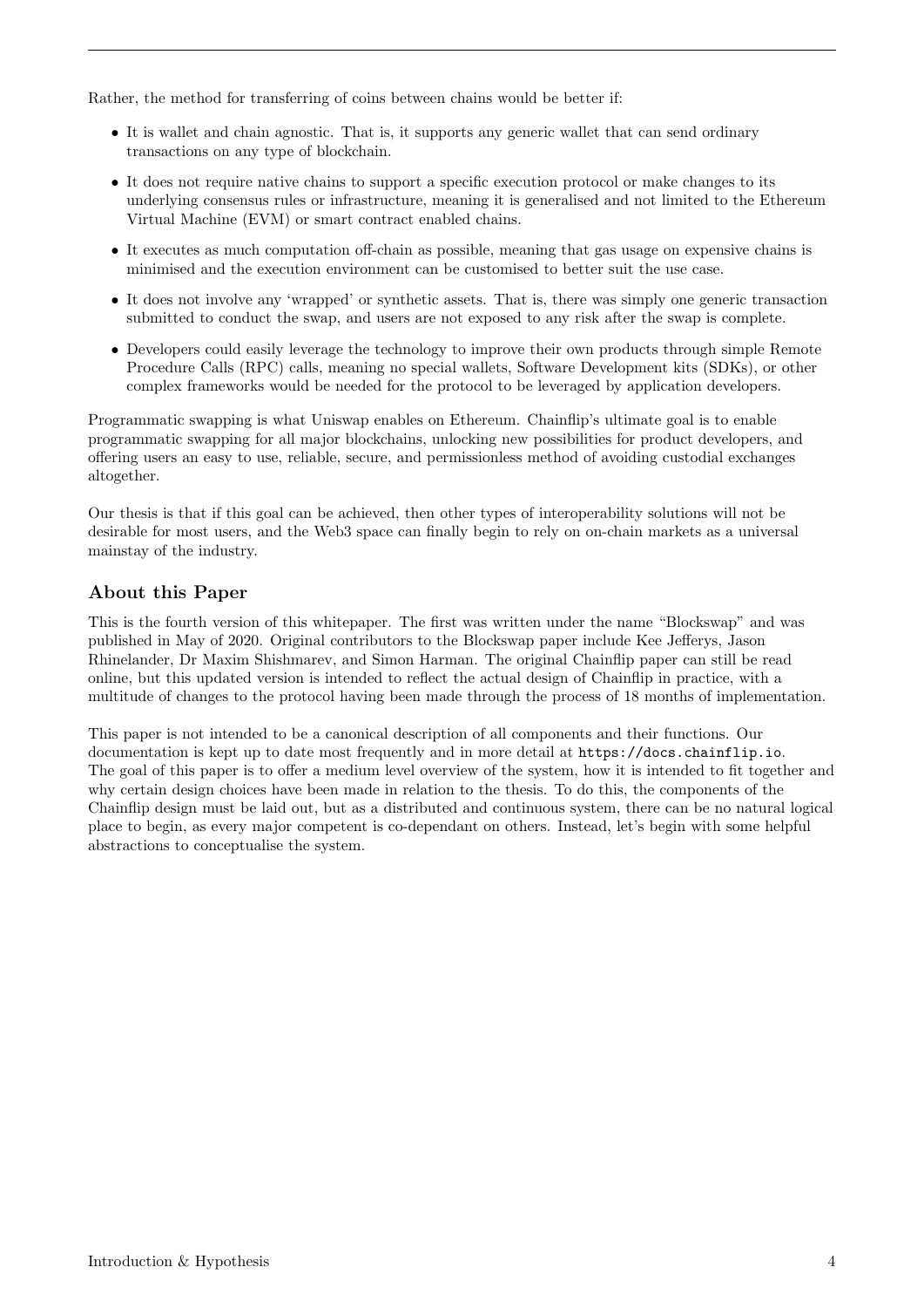Rather, the method for transferring of coins between chains would be better if:

- It is wallet and chain agnostic. That is, it supports any generic wallet that can send ordinary transactions on any type of blockchain.
- It does not require native chains to support a specific execution protocol or make changes to its underlying consensus rules or infrastructure, meaning it is generalised and not limited to the Ethereum Virtual Machine (EVM) or smart contract enabled chains.
- It executes as much computation off-chain as possible, meaning that gas usage on expensive chains is minimised and the execution environment can be customised to better suit the use case.
- It does not involve any 'wrapped' or synthetic assets. That is, there was simply one generic transaction submitted to conduct the swap, and users are not exposed to any risk after the swap is complete.
- Developers could easily leverage the technology to improve their own products through simple Remote Procedure Calls (RPC) calls, meaning no special wallets, Software Development kits (SDKs), or other complex frameworks would be needed for the protocol to be leveraged by application developers.

Programmatic swapping is what Uniswap enables on Ethereum. Chainflip's ultimate goal is to enable programmatic swapping for all major blockchains, unlocking new possibilities for product developers, and offering users an easy to use, reliable, secure, and permissionless method of avoiding custodial exchanges altogether.

Our thesis is that if this goal can be achieved, then other types of interoperability solutions will not be desirable for most users, and the Web3 space can finally begin to rely on on-chain markets as a universal mainstay of the industry.

## About this Paper

This is the fourth version of this whitepaper. The first was written under the name "Blockswap" and was published in May of 2020. Original contributors to the Blockswap paper include Kee Jefferys, Jason Rhinelander, Dr Maxim Shishmarev, and Simon Harman. The original Chainflip paper can still be read online, but this updated version is intended to reflect the actual design of Chainflip in practice, with a multitude of changes to the protocol having been made through the process of 18 months of implementation.

This paper is not intended to be a canonical description of all components and their functions. Our documentation is kept up to date most frequently and in more detail at `https://docs.chainflip.io`. The goal of this paper is to offer a medium level overview of the system, how it is intended to fit together and why certain design choices have been made in relation to the thesis. To do this, the components of the Chainflip design must be laid out, but as a distributed and continuous system, there can be no natural logical place to begin, as every major competent is co-dependant on others. Instead, let's begin with some helpful abstractions to conceptualise the system.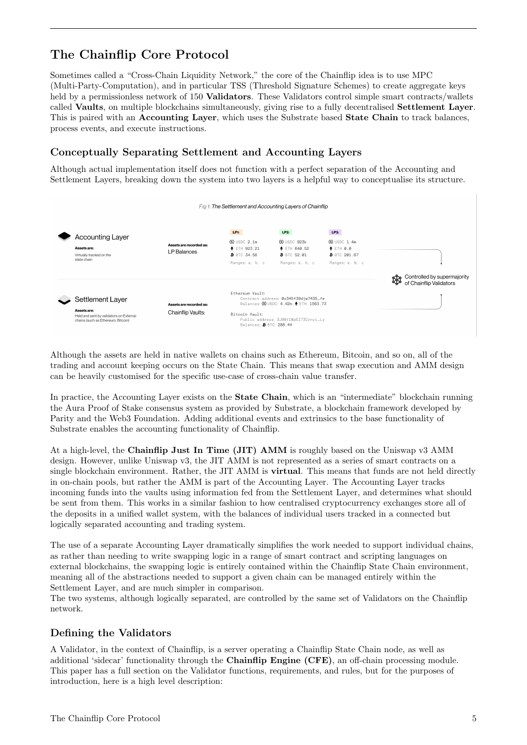## The Chainflip Core Protocol

Sometimes called a "Cross-Chain Liquidity Network," the core of the Chainflip idea is to use MPC (Multi-Party-Computation), and in particular TSS (Threshold Signature Schemes) to create aggregate keys held by a permissionless network of 150 **Validators**. These Validators control simple smart contracts/wallets called **Vaults**, on multiple blockchains simultaneously, giving rise to a fully decentralised **Settlement Layer**. This is paired with an **Accounting Layer**, which uses the Substrate based **State Chain** to track balances, process events, and execute instructions.

### Conceptually Separating Settlement and Accounting Layers

Although actual implementation itself does not function with a perfect separation of the Accounting and Settlement Layers, breaking down the system into two layers is a helpful way to conceptualise its structure.

*Fig 1: The Settlement and Accounting Layers of Chainflip*

**Accounting Layer**
Assets are: Virtually tracked on the state chain
Assets are recorded as: LP Balances

| LP1: | LP2: | LP3: |
| --- | --- | --- |
| USDC 2.1m | USDC 923k | USDC 1.4m |
| ETH 923.21 | ETH 640.52 | ETH 0.0 |
| BTC 34.56 | BTC 52.01 | BTC 201.87 |
| Ranges: a, b, c | Ranges: a, b, c | Ranges: a, b, c |

**Settlement Layer**
Assets are: Held and sent by validators on External chains (such as Ethereum, Bitcoin)
Assets are recorded as: Chainflip Vaults:

```
Ethereum Vault:
    Contract address: 0x345f39djw7435…fe
    Balances: USDC: 4.42m ETH: 1563.73

Bitcoin Vault:
    Public address: 3J98t1WpEZ73Crnyi…Ly
    Balances: BTC: 288.44
```

Controlled by supermajority of Chainflip Validators

Although the assets are held in native wallets on chains such as Ethereum, Bitcoin, and so on, all of the trading and account keeping occurs on the State Chain. This means that swap execution and AMM design can be heavily customised for the specific use-case of cross-chain value transfer.

In practice, the Accounting Layer exists on the **State Chain**, which is an "intermediate" blockchain running the Aura Proof of Stake consensus system as provided by Substrate, a blockchain framework developed by Parity and the Web3 Foundation. Adding additional events and extrinsics to the base functionality of Substrate enables the accounting functionality of Chainflip.

At a high-level, the **Chainflip Just In Time (JIT) AMM** is roughly based on the Uniswap v3 AMM design. However, unlike Uniswap v3, the JIT AMM is not represented as a series of smart contracts on a single blockchain environment. Rather, the JIT AMM is **virtual**. This means that funds are not held directly in on-chain pools, but rather the AMM is part of the Accounting Layer. The Accounting Layer tracks incoming funds into the vaults using information fed from the Settlement Layer, and determines what should be sent from them. This works in a similar fashion to how centralised cryptocurrency exchanges store all of the deposits in a unified wallet system, with the balances of individual users tracked in a connected but logically separated accounting and trading system.

The use of a separate Accounting Layer dramatically simplifies the work needed to support individual chains, as rather than needing to write swapping logic in a range of smart contract and scripting languages on external blockchains, the swapping logic is entirely contained within the Chainflip State Chain environment, meaning all of the abstractions needed to support a given chain can be managed entirely within the Settlement Layer, and are much simpler in comparison.
The two systems, although logically separated, are controlled by the same set of Validators on the Chainflip network.

### Defining the Validators

A Validator, in the context of Chainflip, is a server operating a Chainflip State Chain node, as well as additional 'sidecar' functionality through the **Chainflip Engine (CFE)**, an off-chain processing module. This paper has a full section on the Validator functions, requirements, and rules, but for the purposes of introduction, here is a high level description: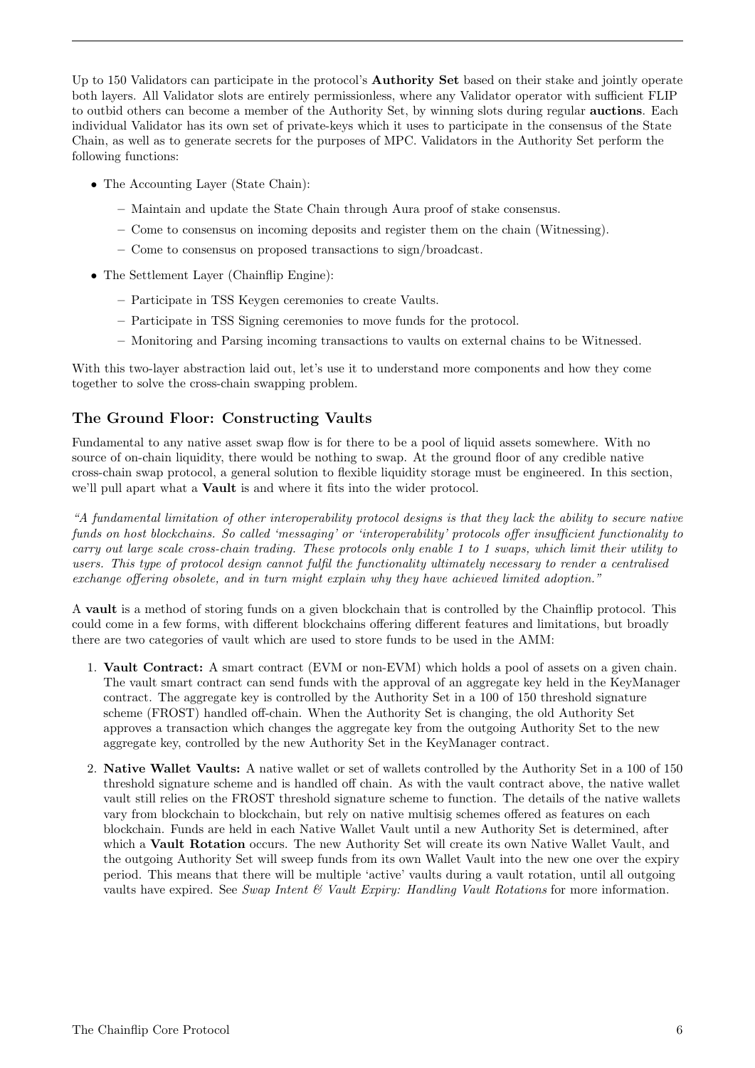Up to 150 Validators can participate in the protocol's **Authority Set** based on their stake and jointly operate both layers. All Validator slots are entirely permissionless, where any Validator operator with sufficient FLIP to outbid others can become a member of the Authority Set, by winning slots during regular **auctions**. Each individual Validator has its own set of private-keys which it uses to participate in the consensus of the State Chain, as well as to generate secrets for the purposes of MPC. Validators in the Authority Set perform the following functions:

- The Accounting Layer (State Chain):
  - Maintain and update the State Chain through Aura proof of stake consensus.
  - Come to consensus on incoming deposits and register them on the chain (Witnessing).
  - Come to consensus on proposed transactions to sign/broadcast.
- The Settlement Layer (Chainflip Engine):
  - Participate in TSS Keygen ceremonies to create Vaults.
  - Participate in TSS Signing ceremonies to move funds for the protocol.
  - Monitoring and Parsing incoming transactions to vaults on external chains to be Witnessed.

With this two-layer abstraction laid out, let's use it to understand more components and how they come together to solve the cross-chain swapping problem.

## The Ground Floor: Constructing Vaults

Fundamental to any native asset swap flow is for there to be a pool of liquid assets somewhere. With no source of on-chain liquidity, there would be nothing to swap. At the ground floor of any credible native cross-chain swap protocol, a general solution to flexible liquidity storage must be engineered. In this section, we'll pull apart what a **Vault** is and where it fits into the wider protocol.

*"A fundamental limitation of other interoperability protocol designs is that they lack the ability to secure native funds on host blockchains. So called 'messaging' or 'interoperability' protocols offer insufficient functionality to carry out large scale cross-chain trading. These protocols only enable 1 to 1 swaps, which limit their utility to users. This type of protocol design cannot fulfil the functionality ultimately necessary to render a centralised exchange offering obsolete, and in turn might explain why they have achieved limited adoption."*

A **vault** is a method of storing funds on a given blockchain that is controlled by the Chainflip protocol. This could come in a few forms, with different blockchains offering different features and limitations, but broadly there are two categories of vault which are used to store funds to be used in the AMM:

1. **Vault Contract:** A smart contract (EVM or non-EVM) which holds a pool of assets on a given chain. The vault smart contract can send funds with the approval of an aggregate key held in the KeyManager contract. The aggregate key is controlled by the Authority Set in a 100 of 150 threshold signature scheme (FROST) handled off-chain. When the Authority Set is changing, the old Authority Set approves a transaction which changes the aggregate key from the outgoing Authority Set to the new aggregate key, controlled by the new Authority Set in the KeyManager contract.
2. **Native Wallet Vaults:** A native wallet or set of wallets controlled by the Authority Set in a 100 of 150 threshold signature scheme and is handled off chain. As with the vault contract above, the native wallet vault still relies on the FROST threshold signature scheme to function. The details of the native wallets vary from blockchain to blockchain, but rely on native multisig schemes offered as features on each blockchain. Funds are held in each Native Wallet Vault until a new Authority Set is determined, after which a **Vault Rotation** occurs. The new Authority Set will create its own Native Wallet Vault, and the outgoing Authority Set will sweep funds from its own Wallet Vault into the new one over the expiry period. This means that there will be multiple 'active' vaults during a vault rotation, until all outgoing vaults have expired. See *Swap Intent & Vault Expiry: Handling Vault Rotations* for more information.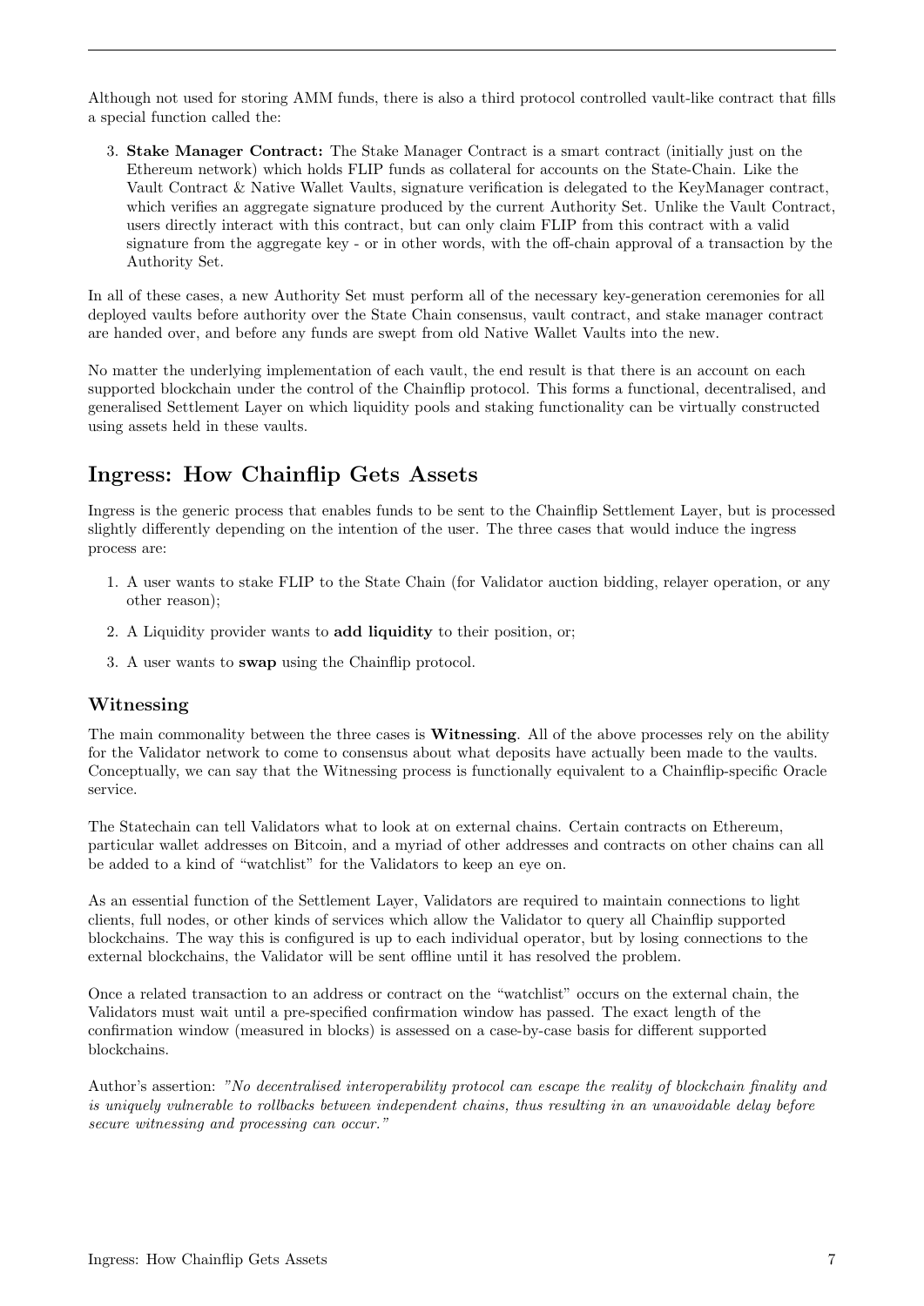Although not used for storing AMM funds, there is also a third protocol controlled vault-like contract that fills a special function called the:

3. **Stake Manager Contract:** The Stake Manager Contract is a smart contract (initially just on the Ethereum network) which holds FLIP funds as collateral for accounts on the State-Chain. Like the Vault Contract & Native Wallet Vaults, signature verification is delegated to the KeyManager contract, which verifies an aggregate signature produced by the current Authority Set. Unlike the Vault Contract, users directly interact with this contract, but can only claim FLIP from this contract with a valid signature from the aggregate key - or in other words, with the off-chain approval of a transaction by the Authority Set.

In all of these cases, a new Authority Set must perform all of the necessary key-generation ceremonies for all deployed vaults before authority over the State Chain consensus, vault contract, and stake manager contract are handed over, and before any funds are swept from old Native Wallet Vaults into the new.

No matter the underlying implementation of each vault, the end result is that there is an account on each supported blockchain under the control of the Chainflip protocol. This forms a functional, decentralised, and generalised Settlement Layer on which liquidity pools and staking functionality can be virtually constructed using assets held in these vaults.

## Ingress: How Chainflip Gets Assets

Ingress is the generic process that enables funds to be sent to the Chainflip Settlement Layer, but is processed slightly differently depending on the intention of the user. The three cases that would induce the ingress process are:

1. A user wants to stake FLIP to the State Chain (for Validator auction bidding, relayer operation, or any other reason);
2. A Liquidity provider wants to **add liquidity** to their position, or;
3. A user wants to **swap** using the Chainflip protocol.

### Witnessing

The main commonality between the three cases is **Witnessing**. All of the above processes rely on the ability for the Validator network to come to consensus about what deposits have actually been made to the vaults. Conceptually, we can say that the Witnessing process is functionally equivalent to a Chainflip-specific Oracle service.

The Statechain can tell Validators what to look at on external chains. Certain contracts on Ethereum, particular wallet addresses on Bitcoin, and a myriad of other addresses and contracts on other chains can all be added to a kind of "watchlist" for the Validators to keep an eye on.

As an essential function of the Settlement Layer, Validators are required to maintain connections to light clients, full nodes, or other kinds of services which allow the Validator to query all Chainflip supported blockchains. The way this is configured is up to each individual operator, but by losing connections to the external blockchains, the Validator will be sent offline until it has resolved the problem.

Once a related transaction to an address or contract on the "watchlist" occurs on the external chain, the Validators must wait until a pre-specified confirmation window has passed. The exact length of the confirmation window (measured in blocks) is assessed on a case-by-case basis for different supported blockchains.

Author's assertion: *"No decentralised interoperability protocol can escape the reality of blockchain finality and is uniquely vulnerable to rollbacks between independent chains, thus resulting in an unavoidable delay before secure witnessing and processing can occur."*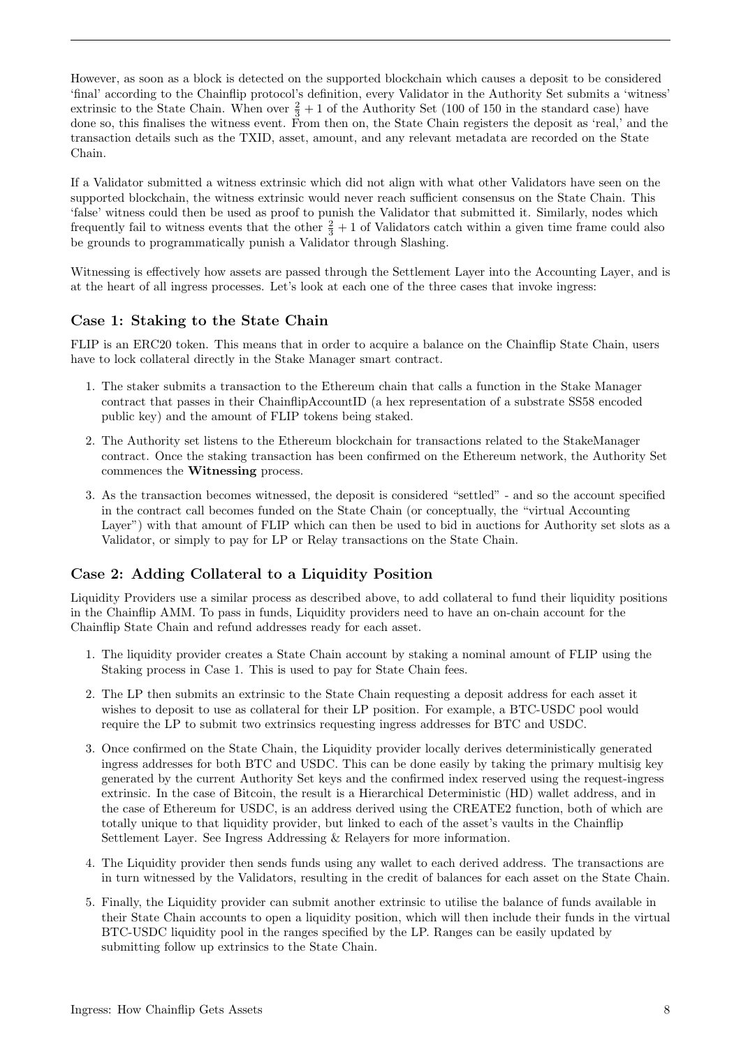However, as soon as a block is detected on the supported blockchain which causes a deposit to be considered 'final' according to the Chainflip protocol's definition, every Validator in the Authority Set submits a 'witness' extrinsic to the State Chain. When over $\frac{2}{3}+1$ of the Authority Set (100 of 150 in the standard case) have done so, this finalises the witness event. From then on, the State Chain registers the deposit as 'real,' and the transaction details such as the TXID, asset, amount, and any relevant metadata are recorded on the State Chain.

If a Validator submitted a witness extrinsic which did not align with what other Validators have seen on the supported blockchain, the witness extrinsic would never reach sufficient consensus on the State Chain. This 'false' witness could then be used as proof to punish the Validator that submitted it. Similarly, nodes which frequently fail to witness events that the other $\frac{2}{3}+1$ of Validators catch within a given time frame could also be grounds to programmatically punish a Validator through Slashing.

Witnessing is effectively how assets are passed through the Settlement Layer into the Accounting Layer, and is at the heart of all ingress processes. Let's look at each one of the three cases that invoke ingress:

### Case 1: Staking to the State Chain

FLIP is an ERC20 token. This means that in order to acquire a balance on the Chainflip State Chain, users have to lock collateral directly in the Stake Manager smart contract.

1. The staker submits a transaction to the Ethereum chain that calls a function in the Stake Manager contract that passes in their ChainflipAccountID (a hex representation of a substrate SS58 encoded public key) and the amount of FLIP tokens being staked.
2. The Authority set listens to the Ethereum blockchain for transactions related to the StakeManager contract. Once the staking transaction has been confirmed on the Ethereum network, the Authority Set commences the **Witnessing** process.
3. As the transaction becomes witnessed, the deposit is considered "settled" - and so the account specified in the contract call becomes funded on the State Chain (or conceptually, the "virtual Accounting Layer") with that amount of FLIP which can then be used to bid in auctions for Authority set slots as a Validator, or simply to pay for LP or Relay transactions on the State Chain.

### Case 2: Adding Collateral to a Liquidity Position

Liquidity Providers use a similar process as described above, to add collateral to fund their liquidity positions in the Chainflip AMM. To pass in funds, Liquidity providers need to have an on-chain account for the Chainflip State Chain and refund addresses ready for each asset.

1. The liquidity provider creates a State Chain account by staking a nominal amount of FLIP using the Staking process in Case 1. This is used to pay for State Chain fees.
2. The LP then submits an extrinsic to the State Chain requesting a deposit address for each asset it wishes to deposit to use as collateral for their LP position. For example, a BTC-USDC pool would require the LP to submit two extrinsics requesting ingress addresses for BTC and USDC.
3. Once confirmed on the State Chain, the Liquidity provider locally derives deterministically generated ingress addresses for both BTC and USDC. This can be done easily by taking the primary multisig key generated by the current Authority Set keys and the confirmed index reserved using the request-ingress extrinsic. In the case of Bitcoin, the result is a Hierarchical Deterministic (HD) wallet address, and in the case of Ethereum for USDC, is an address derived using the CREATE2 function, both of which are totally unique to that liquidity provider, but linked to each of the asset's vaults in the Chainflip Settlement Layer. See Ingress Addressing & Relayers for more information.
4. The Liquidity provider then sends funds using any wallet to each derived address. The transactions are in turn witnessed by the Validators, resulting in the credit of balances for each asset on the State Chain.
5. Finally, the Liquidity provider can submit another extrinsic to utilise the balance of funds available in their State Chain accounts to open a liquidity position, which will then include their funds in the virtual BTC-USDC liquidity pool in the ranges specified by the LP. Ranges can be easily updated by submitting follow up extrinsics to the State Chain.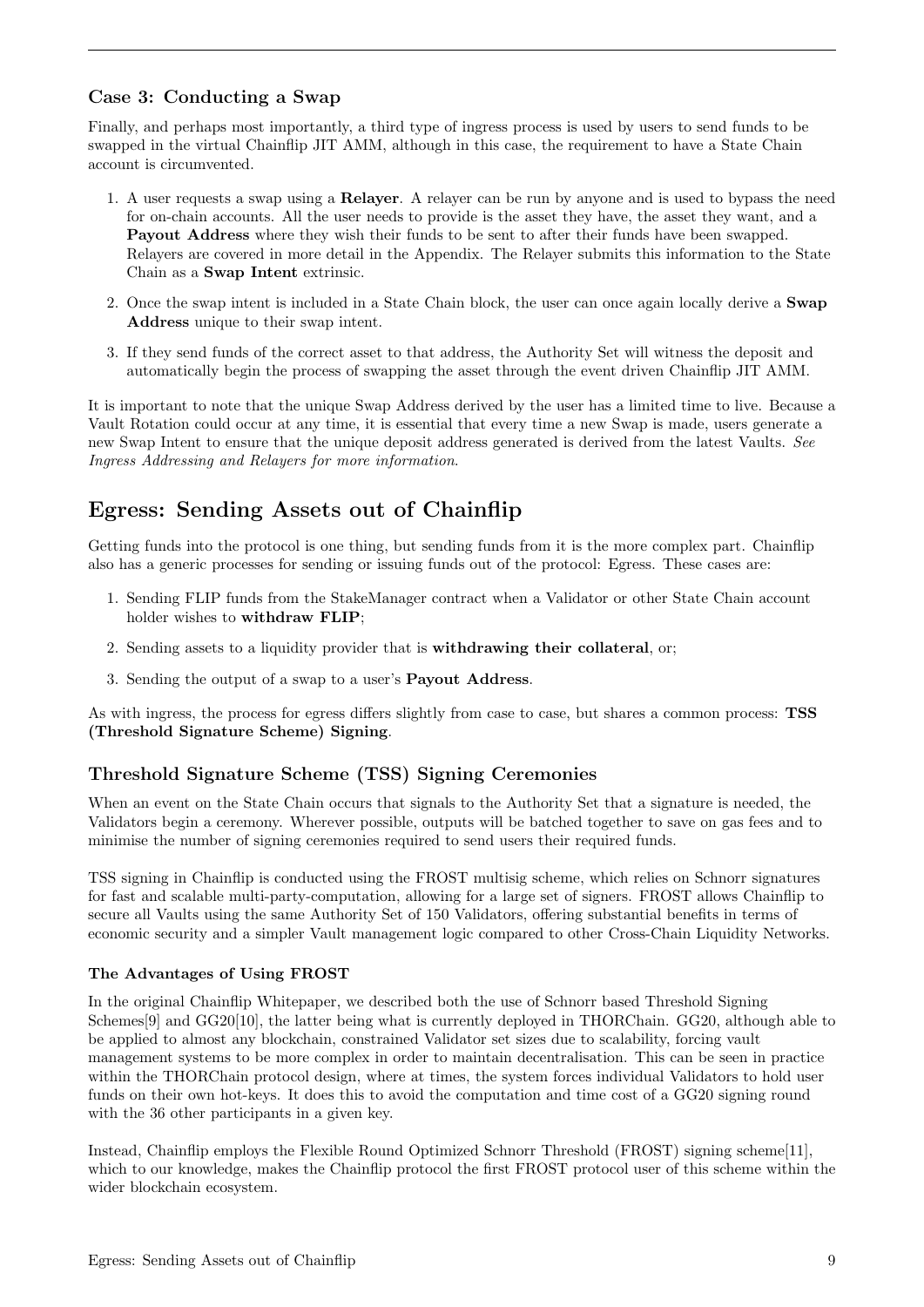### Case 3: Conducting a Swap

Finally, and perhaps most importantly, a third type of ingress process is used by users to send funds to be swapped in the virtual Chainflip JIT AMM, although in this case, the requirement to have a State Chain account is circumvented.

1. A user requests a swap using a **Relayer**. A relayer can be run by anyone and is used to bypass the need for on-chain accounts. All the user needs to provide is the asset they have, the asset they want, and a **Payout Address** where they wish their funds to be sent to after their funds have been swapped. Relayers are covered in more detail in the Appendix. The Relayer submits this information to the State Chain as a **Swap Intent** extrinsic.
2. Once the swap intent is included in a State Chain block, the user can once again locally derive a **Swap Address** unique to their swap intent.
3. If they send funds of the correct asset to that address, the Authority Set will witness the deposit and automatically begin the process of swapping the asset through the event driven Chainflip JIT AMM.

It is important to note that the unique Swap Address derived by the user has a limited time to live. Because a Vault Rotation could occur at any time, it is essential that every time a new Swap is made, users generate a new Swap Intent to ensure that the unique deposit address generated is derived from the latest Vaults. *See Ingress Addressing and Relayers for more information.*

## Egress: Sending Assets out of Chainflip

Getting funds into the protocol is one thing, but sending funds from it is the more complex part. Chainflip also has a generic processes for sending or issuing funds out of the protocol: Egress. These cases are:

1. Sending FLIP funds from the StakeManager contract when a Validator or other State Chain account holder wishes to **withdraw FLIP**;
2. Sending assets to a liquidity provider that is **withdrawing their collateral**, or;
3. Sending the output of a swap to a user's **Payout Address**.

As with ingress, the process for egress differs slightly from case to case, but shares a common process: **TSS (Threshold Signature Scheme) Signing**.

### Threshold Signature Scheme (TSS) Signing Ceremonies

When an event on the State Chain occurs that signals to the Authority Set that a signature is needed, the Validators begin a ceremony. Wherever possible, outputs will be batched together to save on gas fees and to minimise the number of signing ceremonies required to send users their required funds.

TSS signing in Chainflip is conducted using the FROST multisig scheme, which relies on Schnorr signatures for fast and scalable multi-party-computation, allowing for a large set of signers. FROST allows Chainflip to secure all Vaults using the same Authority Set of 150 Validators, offering substantial benefits in terms of economic security and a simpler Vault management logic compared to other Cross-Chain Liquidity Networks.

#### The Advantages of Using FROST

In the original Chainflip Whitepaper, we described both the use of Schnorr based Threshold Signing Schemes[9] and GG20[10], the latter being what is currently deployed in THORChain. GG20, although able to be applied to almost any blockchain, constrained Validator set sizes due to scalability, forcing vault management systems to be more complex in order to maintain decentralisation. This can be seen in practice within the THORChain protocol design, where at times, the system forces individual Validators to hold user funds on their own hot-keys. It does this to avoid the computation and time cost of a GG20 signing round with the 36 other participants in a given key.

Instead, Chainflip employs the Flexible Round Optimized Schnorr Threshold (FROST) signing scheme[11], which to our knowledge, makes the Chainflip protocol the first FROST protocol user of this scheme within the wider blockchain ecosystem.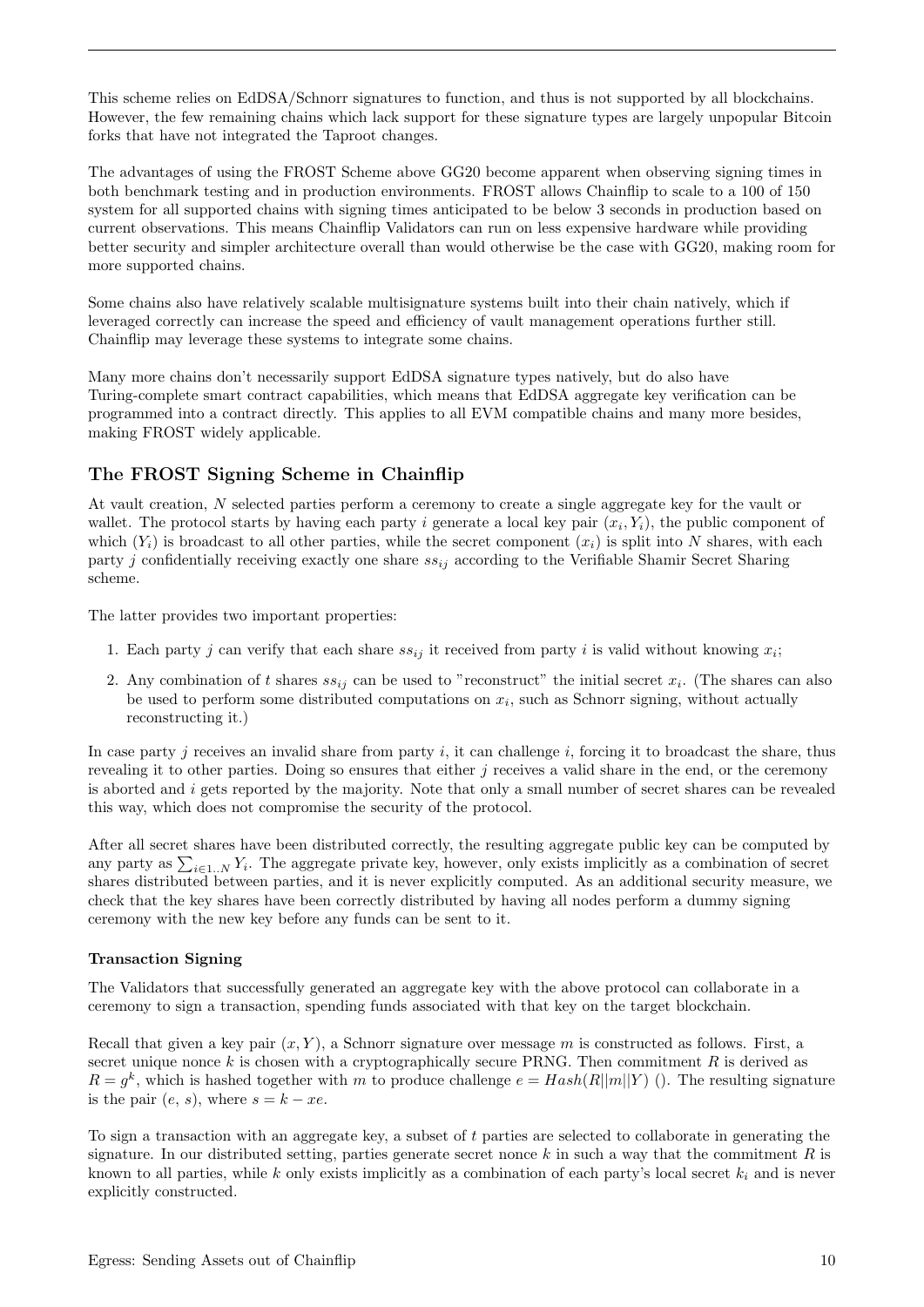This scheme relies on EdDSA/Schnorr signatures to function, and thus is not supported by all blockchains. However, the few remaining chains which lack support for these signature types are largely unpopular Bitcoin forks that have not integrated the Taproot changes.

The advantages of using the FROST Scheme above GG20 become apparent when observing signing times in both benchmark testing and in production environments. FROST allows Chainflip to scale to a 100 of 150 system for all supported chains with signing times anticipated to be below 3 seconds in production based on current observations. This means Chainflip Validators can run on less expensive hardware while providing better security and simpler architecture overall than would otherwise be the case with GG20, making room for more supported chains.

Some chains also have relatively scalable multisignature systems built into their chain natively, which if leveraged correctly can increase the speed and efficiency of vault management operations further still. Chainflip may leverage these systems to integrate some chains.

Many more chains don't necessarily support EdDSA signature types natively, but do also have Turing-complete smart contract capabilities, which means that EdDSA aggregate key verification can be programmed into a contract directly. This applies to all EVM compatible chains and many more besides, making FROST widely applicable.

## The FROST Signing Scheme in Chainflip

At vault creation, $N$ selected parties perform a ceremony to create a single aggregate key for the vault or wallet. The protocol starts by having each party $i$ generate a local key pair $(x_i, Y_i)$, the public component of which $(Y_i)$ is broadcast to all other parties, while the secret component $(x_i)$ is split into $N$ shares, with each party $j$ confidentially receiving exactly one share $ss_{ij}$ according to the Verifiable Shamir Secret Sharing scheme.

The latter provides two important properties:

1. Each party $j$ can verify that each share $ss_{ij}$ it received from party $i$ is valid without knowing $x_i$;
2. Any combination of $t$ shares $ss_{ij}$ can be used to "reconstruct" the initial secret $x_i$. (The shares can also be used to perform some distributed computations on $x_i$, such as Schnorr signing, without actually reconstructing it.)

In case party $j$ receives an invalid share from party $i$, it can challenge $i$, forcing it to broadcast the share, thus revealing it to other parties. Doing so ensures that either $j$ receives a valid share in the end, or the ceremony is aborted and $i$ gets reported by the majority. Note that only a small number of secret shares can be revealed this way, which does not compromise the security of the protocol.

After all secret shares have been distributed correctly, the resulting aggregate public key can be computed by any party as $\sum_{i \in 1..N} Y_i$. The aggregate private key, however, only exists implicitly as a combination of secret shares distributed between parties, and it is never explicitly computed. As an additional security measure, we check that the key shares have been correctly distributed by having all nodes perform a dummy signing ceremony with the new key before any funds can be sent to it.

#### Transaction Signing

The Validators that successfully generated an aggregate key with the above protocol can collaborate in a ceremony to sign a transaction, spending funds associated with that key on the target blockchain.

Recall that given a key pair $(x, Y)$, a Schnorr signature over message $m$ is constructed as follows. First, a secret unique nonce $k$ is chosen with a cryptographically secure PRNG. Then commitment $R$ is derived as $R = g^k$, which is hashed together with $m$ to produce challenge $e = Hash(R||m||Y)$ (). The resulting signature is the pair $(e,\, s)$, where $s = k - xe$.

To sign a transaction with an aggregate key, a subset of $t$ parties are selected to collaborate in generating the signature. In our distributed setting, parties generate secret nonce $k$ in such a way that the commitment $R$ is known to all parties, while $k$ only exists implicitly as a combination of each party's local secret $k_i$ and is never explicitly constructed.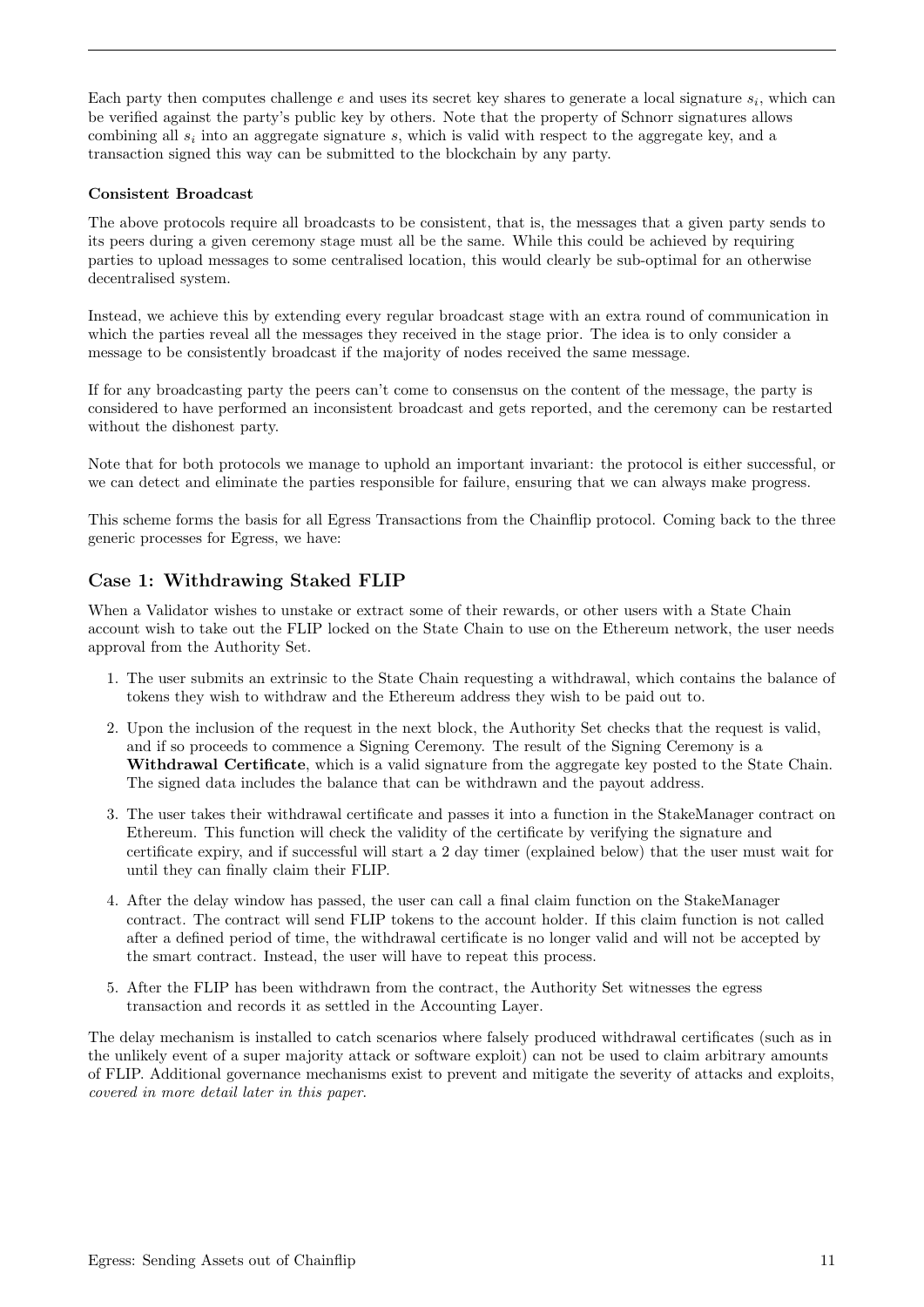Each party then computes challenge $e$ and uses its secret key shares to generate a local signature $s_i$, which can be verified against the party's public key by others. Note that the property of Schnorr signatures allows combining all $s_i$ into an aggregate signature $s$, which is valid with respect to the aggregate key, and a transaction signed this way can be submitted to the blockchain by any party.

**Consistent Broadcast**

The above protocols require all broadcasts to be consistent, that is, the messages that a given party sends to its peers during a given ceremony stage must all be the same. While this could be achieved by requiring parties to upload messages to some centralised location, this would clearly be sub-optimal for an otherwise decentralised system.

Instead, we achieve this by extending every regular broadcast stage with an extra round of communication in which the parties reveal all the messages they received in the stage prior. The idea is to only consider a message to be consistently broadcast if the majority of nodes received the same message.

If for any broadcasting party the peers can't come to consensus on the content of the message, the party is considered to have performed an inconsistent broadcast and gets reported, and the ceremony can be restarted without the dishonest party.

Note that for both protocols we manage to uphold an important invariant: the protocol is either successful, or we can detect and eliminate the parties responsible for failure, ensuring that we can always make progress.

This scheme forms the basis for all Egress Transactions from the Chainflip protocol. Coming back to the three generic processes for Egress, we have:

## Case 1: Withdrawing Staked FLIP

When a Validator wishes to unstake or extract some of their rewards, or other users with a State Chain account wish to take out the FLIP locked on the State Chain to use on the Ethereum network, the user needs approval from the Authority Set.

1. The user submits an extrinsic to the State Chain requesting a withdrawal, which contains the balance of tokens they wish to withdraw and the Ethereum address they wish to be paid out to.
2. Upon the inclusion of the request in the next block, the Authority Set checks that the request is valid, and if so proceeds to commence a Signing Ceremony. The result of the Signing Ceremony is a **Withdrawal Certificate**, which is a valid signature from the aggregate key posted to the State Chain. The signed data includes the balance that can be withdrawn and the payout address.
3. The user takes their withdrawal certificate and passes it into a function in the StakeManager contract on Ethereum. This function will check the validity of the certificate by verifying the signature and certificate expiry, and if successful will start a 2 day timer (explained below) that the user must wait for until they can finally claim their FLIP.
4. After the delay window has passed, the user can call a final claim function on the StakeManager contract. The contract will send FLIP tokens to the account holder. If this claim function is not called after a defined period of time, the withdrawal certificate is no longer valid and will not be accepted by the smart contract. Instead, the user will have to repeat this process.
5. After the FLIP has been withdrawn from the contract, the Authority Set witnesses the egress transaction and records it as settled in the Accounting Layer.

The delay mechanism is installed to catch scenarios where falsely produced withdrawal certificates (such as in the unlikely event of a super majority attack or software exploit) can not be used to claim arbitrary amounts of FLIP. Additional governance mechanisms exist to prevent and mitigate the severity of attacks and exploits, *covered in more detail later in this paper.*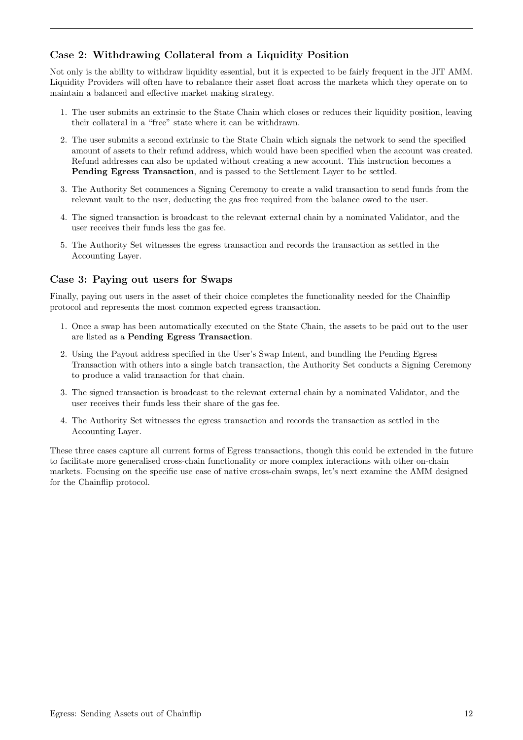### Case 2: Withdrawing Collateral from a Liquidity Position

Not only is the ability to withdraw liquidity essential, but it is expected to be fairly frequent in the JIT AMM. Liquidity Providers will often have to rebalance their asset float across the markets which they operate on to maintain a balanced and effective market making strategy.

1. The user submits an extrinsic to the State Chain which closes or reduces their liquidity position, leaving their collateral in a "free" state where it can be withdrawn.
2. The user submits a second extrinsic to the State Chain which signals the network to send the specified amount of assets to their refund address, which would have been specified when the account was created. Refund addresses can also be updated without creating a new account. This instruction becomes a **Pending Egress Transaction**, and is passed to the Settlement Layer to be settled.
3. The Authority Set commences a Signing Ceremony to create a valid transaction to send funds from the relevant vault to the user, deducting the gas free required from the balance owed to the user.
4. The signed transaction is broadcast to the relevant external chain by a nominated Validator, and the user receives their funds less the gas fee.
5. The Authority Set witnesses the egress transaction and records the transaction as settled in the Accounting Layer.

### Case 3: Paying out users for Swaps

Finally, paying out users in the asset of their choice completes the functionality needed for the Chainflip protocol and represents the most common expected egress transaction.

1. Once a swap has been automatically executed on the State Chain, the assets to be paid out to the user are listed as a **Pending Egress Transaction**.
2. Using the Payout address specified in the User's Swap Intent, and bundling the Pending Egress Transaction with others into a single batch transaction, the Authority Set conducts a Signing Ceremony to produce a valid transaction for that chain.
3. The signed transaction is broadcast to the relevant external chain by a nominated Validator, and the user receives their funds less their share of the gas fee.
4. The Authority Set witnesses the egress transaction and records the transaction as settled in the Accounting Layer.

These three cases capture all current forms of Egress transactions, though this could be extended in the future to facilitate more generalised cross-chain functionality or more complex interactions with other on-chain markets. Focusing on the specific use case of native cross-chain swaps, let's next examine the AMM designed for the Chainflip protocol.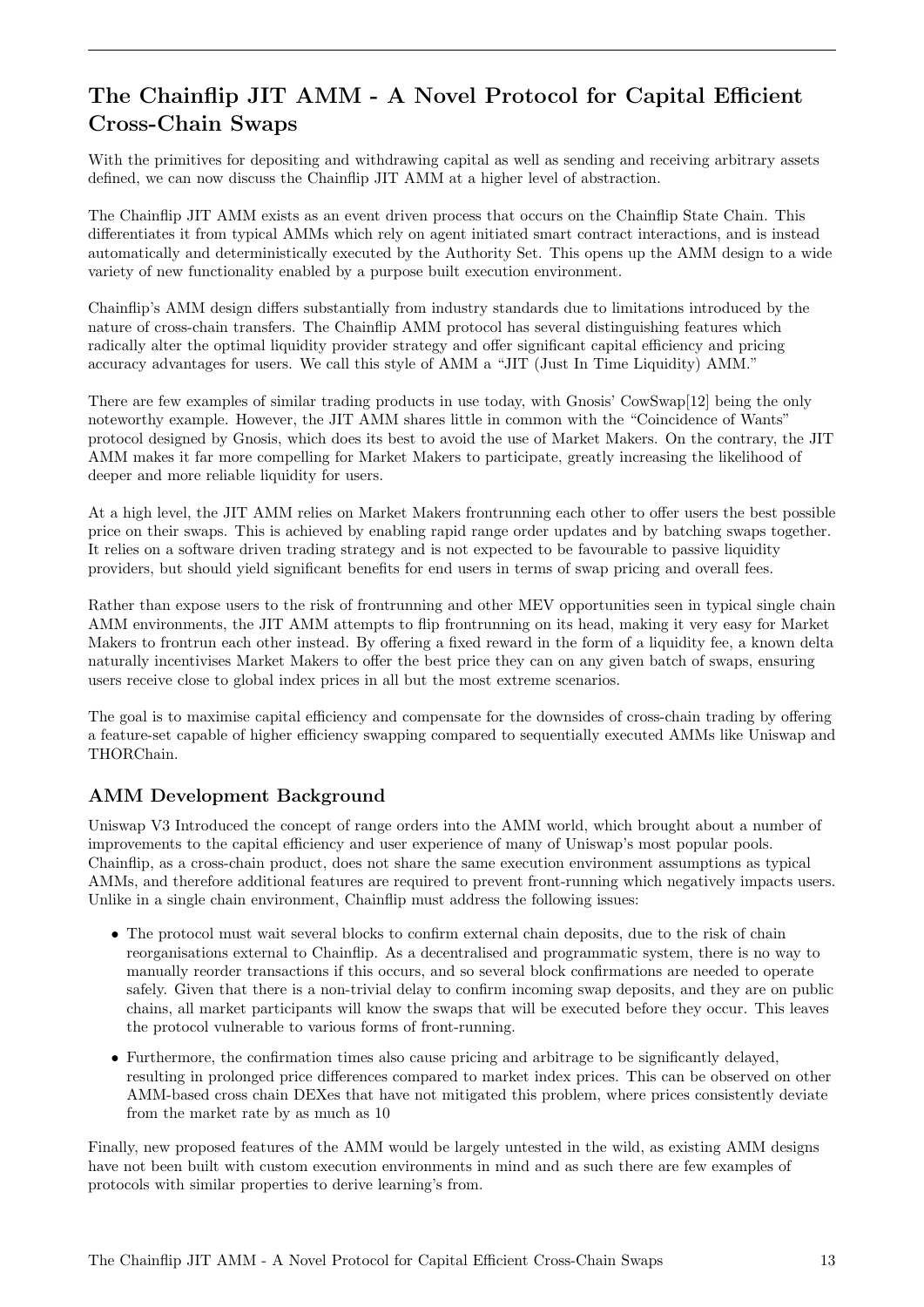## The Chainflip JIT AMM - A Novel Protocol for Capital Efficient Cross-Chain Swaps

With the primitives for depositing and withdrawing capital as well as sending and receiving arbitrary assets defined, we can now discuss the Chainflip JIT AMM at a higher level of abstraction.

The Chainflip JIT AMM exists as an event driven process that occurs on the Chainflip State Chain. This differentiates it from typical AMMs which rely on agent initiated smart contract interactions, and is instead automatically and deterministically executed by the Authority Set. This opens up the AMM design to a wide variety of new functionality enabled by a purpose built execution environment.

Chainflip's AMM design differs substantially from industry standards due to limitations introduced by the nature of cross-chain transfers. The Chainflip AMM protocol has several distinguishing features which radically alter the optimal liquidity provider strategy and offer significant capital efficiency and pricing accuracy advantages for users. We call this style of AMM a "JIT (Just In Time Liquidity) AMM."

There are few examples of similar trading products in use today, with Gnosis' CowSwap[12] being the only noteworthy example. However, the JIT AMM shares little in common with the "Coincidence of Wants" protocol designed by Gnosis, which does its best to avoid the use of Market Makers. On the contrary, the JIT AMM makes it far more compelling for Market Makers to participate, greatly increasing the likelihood of deeper and more reliable liquidity for users.

At a high level, the JIT AMM relies on Market Makers frontrunning each other to offer users the best possible price on their swaps. This is achieved by enabling rapid range order updates and by batching swaps together. It relies on a software driven trading strategy and is not expected to be favourable to passive liquidity providers, but should yield significant benefits for end users in terms of swap pricing and overall fees.

Rather than expose users to the risk of frontrunning and other MEV opportunities seen in typical single chain AMM environments, the JIT AMM attempts to flip frontrunning on its head, making it very easy for Market Makers to frontrun each other instead. By offering a fixed reward in the form of a liquidity fee, a known delta naturally incentivises Market Makers to offer the best price they can on any given batch of swaps, ensuring users receive close to global index prices in all but the most extreme scenarios.

The goal is to maximise capital efficiency and compensate for the downsides of cross-chain trading by offering a feature-set capable of higher efficiency swapping compared to sequentially executed AMMs like Uniswap and THORChain.

### AMM Development Background

Uniswap V3 Introduced the concept of range orders into the AMM world, which brought about a number of improvements to the capital efficiency and user experience of many of Uniswap's most popular pools. Chainflip, as a cross-chain product, does not share the same execution environment assumptions as typical AMMs, and therefore additional features are required to prevent front-running which negatively impacts users. Unlike in a single chain environment, Chainflip must address the following issues:

- The protocol must wait several blocks to confirm external chain deposits, due to the risk of chain reorganisations external to Chainflip. As a decentralised and programmatic system, there is no way to manually reorder transactions if this occurs, and so several block confirmations are needed to operate safely. Given that there is a non-trivial delay to confirm incoming swap deposits, and they are on public chains, all market participants will know the swaps that will be executed before they occur. This leaves the protocol vulnerable to various forms of front-running.
- Furthermore, the confirmation times also cause pricing and arbitrage to be significantly delayed, resulting in prolonged price differences compared to market index prices. This can be observed on other AMM-based cross chain DEXes that have not mitigated this problem, where prices consistently deviate from the market rate by as much as 10

Finally, new proposed features of the AMM would be largely untested in the wild, as existing AMM designs have not been built with custom execution environments in mind and as such there are few examples of protocols with similar properties to derive learning's from.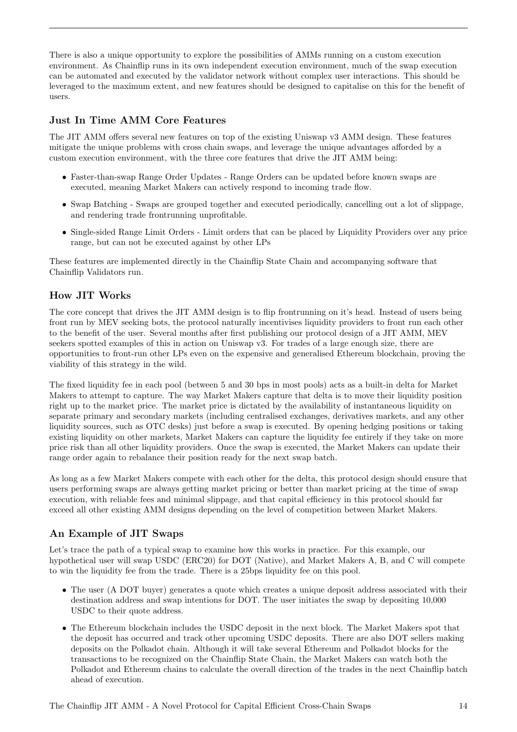There is also a unique opportunity to explore the possibilities of AMMs running on a custom execution environment. As Chainflip runs in its own independent execution environment, much of the swap execution can be automated and executed by the validator network without complex user interactions. This should be leveraged to the maximum extent, and new features should be designed to capitalise on this for the benefit of users.

### Just In Time AMM Core Features

The JIT AMM offers several new features on top of the existing Uniswap v3 AMM design. These features mitigate the unique problems with cross chain swaps, and leverage the unique advantages afforded by a custom execution environment, with the three core features that drive the JIT AMM being:

- Faster-than-swap Range Order Updates - Range Orders can be updated before known swaps are executed, meaning Market Makers can actively respond to incoming trade flow.
- Swap Batching - Swaps are grouped together and executed periodically, cancelling out a lot of slippage, and rendering trade frontrunning unprofitable.
- Single-sided Range Limit Orders - Limit orders that can be placed by Liquidity Providers over any price range, but can not be executed against by other LPs

These features are implemented directly in the Chainflip State Chain and accompanying software that Chainflip Validators run.

### How JIT Works

The core concept that drives the JIT AMM design is to flip frontrunning on it's head. Instead of users being front run by MEV seeking bots, the protocol naturally incentivises liquidity providers to front run each other to the benefit of the user. Several months after first publishing our protocol design of a JIT AMM, MEV seekers spotted examples of this in action on Uniswap v3. For trades of a large enough size, there are opportunities to front-run other LPs even on the expensive and generalised Ethereum blockchain, proving the viability of this strategy in the wild.

The fixed liquidity fee in each pool (between 5 and 30 bps in most pools) acts as a built-in delta for Market Makers to attempt to capture. The way Market Makers capture that delta is to move their liquidity position right up to the market price. The market price is dictated by the availability of instantaneous liquidity on separate primary and secondary markets (including centralised exchanges, derivatives markets, and any other liquidity sources, such as OTC desks) just before a swap is executed. By opening hedging positions or taking existing liquidity on other markets, Market Makers can capture the liquidity fee entirely if they take on more price risk than all other liquidity providers. Once the swap is executed, the Market Makers can update their range order again to rebalance their position ready for the next swap batch.

As long as a few Market Makers compete with each other for the delta, this protocol design should ensure that users performing swaps are always getting market pricing or better than market pricing at the time of swap execution, with reliable fees and minimal slippage, and that capital efficiency in this protocol should far exceed all other existing AMM designs depending on the level of competition between Market Makers.

### An Example of JIT Swaps

Let's trace the path of a typical swap to examine how this works in practice. For this example, our hypothetical user will swap USDC (ERC20) for DOT (Native), and Market Makers A, B, and C will compete to win the liquidity fee from the trade. There is a 25bps liquidity fee on this pool.

- The user (A DOT buyer) generates a quote which creates a unique deposit address associated with their destination address and swap intentions for DOT. The user initiates the swap by depositing 10,000 USDC to their quote address.
- The Ethereum blockchain includes the USDC deposit in the next block. The Market Makers spot that the deposit has occurred and track other upcoming USDC deposits. There are also DOT sellers making deposits on the Polkadot chain. Although it will take several Ethereum and Polkadot blocks for the transactions to be recognized on the Chainflip State Chain, the Market Makers can watch both the Polkadot and Ethereum chains to calculate the overall direction of the trades in the next Chainflip batch ahead of execution.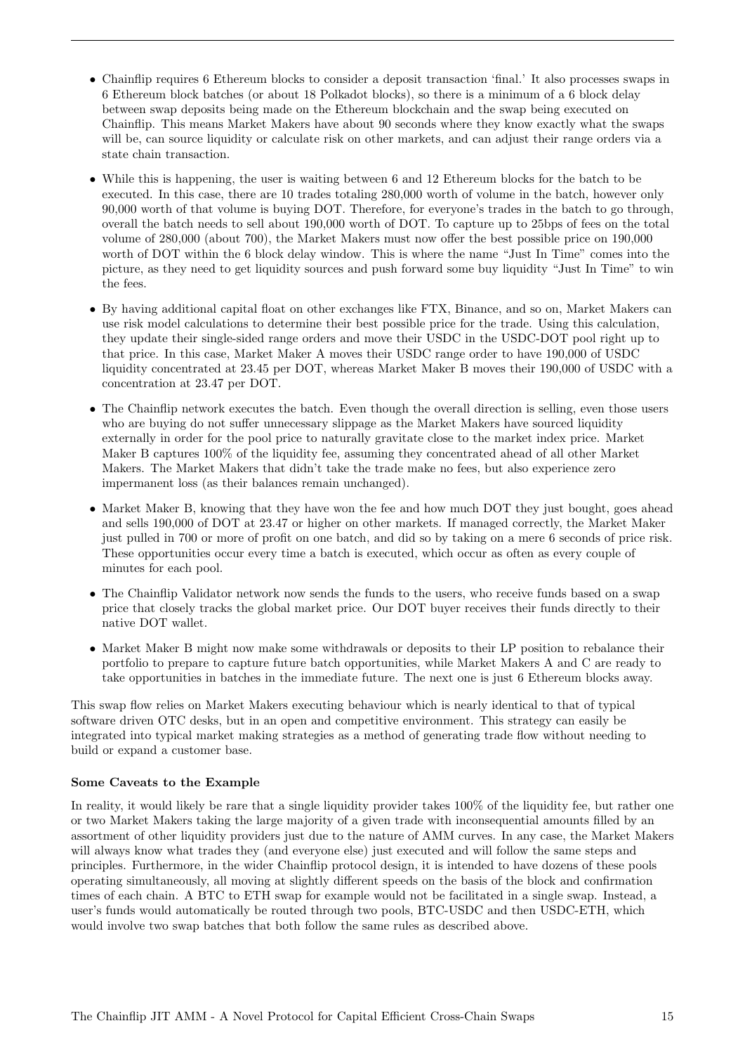- Chainflip requires 6 Ethereum blocks to consider a deposit transaction 'final.' It also processes swaps in 6 Ethereum block batches (or about 18 Polkadot blocks), so there is a minimum of a 6 block delay between swap deposits being made on the Ethereum blockchain and the swap being executed on Chainflip. This means Market Makers have about 90 seconds where they know exactly what the swaps will be, can source liquidity or calculate risk on other markets, and can adjust their range orders via a state chain transaction.

- While this is happening, the user is waiting between 6 and 12 Ethereum blocks for the batch to be executed. In this case, there are 10 trades totaling 280,000 worth of volume in the batch, however only 90,000 worth of that volume is buying DOT. Therefore, for everyone's trades in the batch to go through, overall the batch needs to sell about 190,000 worth of DOT. To capture up to 25bps of fees on the total volume of 280,000 (about 700), the Market Makers must now offer the best possible price on 190,000 worth of DOT within the 6 block delay window. This is where the name "Just In Time" comes into the picture, as they need to get liquidity sources and push forward some buy liquidity "Just In Time" to win the fees.

- By having additional capital float on other exchanges like FTX, Binance, and so on, Market Makers can use risk model calculations to determine their best possible price for the trade. Using this calculation, they update their single-sided range orders and move their USDC in the USDC-DOT pool right up to that price. In this case, Market Maker A moves their USDC range order to have 190,000 of USDC liquidity concentrated at 23.45 per DOT, whereas Market Maker B moves their 190,000 of USDC with a concentration at 23.47 per DOT.

- The Chainflip network executes the batch. Even though the overall direction is selling, even those users who are buying do not suffer unnecessary slippage as the Market Makers have sourced liquidity externally in order for the pool price to naturally gravitate close to the market index price. Market Maker B captures 100% of the liquidity fee, assuming they concentrated ahead of all other Market Makers. The Market Makers that didn't take the trade make no fees, but also experience zero impermanent loss (as their balances remain unchanged).

- Market Maker B, knowing that they have won the fee and how much DOT they just bought, goes ahead and sells 190,000 of DOT at 23.47 or higher on other markets. If managed correctly, the Market Maker just pulled in 700 or more of profit on one batch, and did so by taking on a mere 6 seconds of price risk. These opportunities occur every time a batch is executed, which occur as often as every couple of minutes for each pool.

- The Chainflip Validator network now sends the funds to the users, who receive funds based on a swap price that closely tracks the global market price. Our DOT buyer receives their funds directly to their native DOT wallet.

- Market Maker B might now make some withdrawals or deposits to their LP position to rebalance their portfolio to prepare to capture future batch opportunities, while Market Makers A and C are ready to take opportunities in batches in the immediate future. The next one is just 6 Ethereum blocks away.

This swap flow relies on Market Makers executing behaviour which is nearly identical to that of typical software driven OTC desks, but in an open and competitive environment. This strategy can easily be integrated into typical market making strategies as a method of generating trade flow without needing to build or expand a customer base.

**Some Caveats to the Example**

In reality, it would likely be rare that a single liquidity provider takes 100% of the liquidity fee, but rather one or two Market Makers taking the large majority of a given trade with inconsequential amounts filled by an assortment of other liquidity providers just due to the nature of AMM curves. In any case, the Market Makers will always know what trades they (and everyone else) just executed and will follow the same steps and principles. Furthermore, in the wider Chainflip protocol design, it is intended to have dozens of these pools operating simultaneously, all moving at slightly different speeds on the basis of the block and confirmation times of each chain. A BTC to ETH swap for example would not be facilitated in a single swap. Instead, a user's funds would automatically be routed through two pools, BTC-USDC and then USDC-ETH, which would involve two swap batches that both follow the same rules as described above.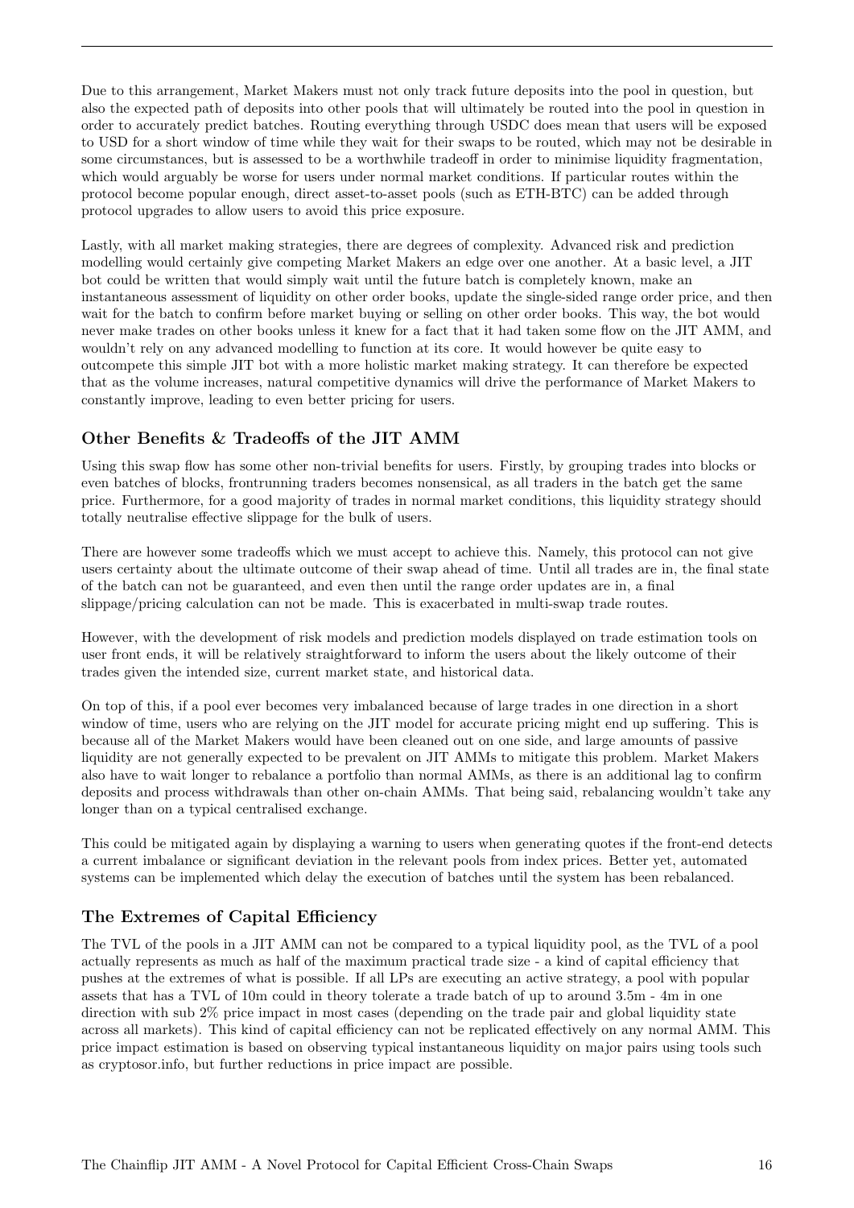Due to this arrangement, Market Makers must not only track future deposits into the pool in question, but also the expected path of deposits into other pools that will ultimately be routed into the pool in question in order to accurately predict batches. Routing everything through USDC does mean that users will be exposed to USD for a short window of time while they wait for their swaps to be routed, which may not be desirable in some circumstances, but is assessed to be a worthwhile tradeoff in order to minimise liquidity fragmentation, which would arguably be worse for users under normal market conditions. If particular routes within the protocol become popular enough, direct asset-to-asset pools (such as ETH-BTC) can be added through protocol upgrades to allow users to avoid this price exposure.

Lastly, with all market making strategies, there are degrees of complexity. Advanced risk and prediction modelling would certainly give competing Market Makers an edge over one another. At a basic level, a JIT bot could be written that would simply wait until the future batch is completely known, make an instantaneous assessment of liquidity on other order books, update the single-sided range order price, and then wait for the batch to confirm before market buying or selling on other order books. This way, the bot would never make trades on other books unless it knew for a fact that it had taken some flow on the JIT AMM, and wouldn't rely on any advanced modelling to function at its core. It would however be quite easy to outcompete this simple JIT bot with a more holistic market making strategy. It can therefore be expected that as the volume increases, natural competitive dynamics will drive the performance of Market Makers to constantly improve, leading to even better pricing for users.

### Other Benefits & Tradeoffs of the JIT AMM

Using this swap flow has some other non-trivial benefits for users. Firstly, by grouping trades into blocks or even batches of blocks, frontrunning traders becomes nonsensical, as all traders in the batch get the same price. Furthermore, for a good majority of trades in normal market conditions, this liquidity strategy should totally neutralise effective slippage for the bulk of users.

There are however some tradeoffs which we must accept to achieve this. Namely, this protocol can not give users certainty about the ultimate outcome of their swap ahead of time. Until all trades are in, the final state of the batch can not be guaranteed, and even then until the range order updates are in, a final slippage/pricing calculation can not be made. This is exacerbated in multi-swap trade routes.

However, with the development of risk models and prediction models displayed on trade estimation tools on user front ends, it will be relatively straightforward to inform the users about the likely outcome of their trades given the intended size, current market state, and historical data.

On top of this, if a pool ever becomes very imbalanced because of large trades in one direction in a short window of time, users who are relying on the JIT model for accurate pricing might end up suffering. This is because all of the Market Makers would have been cleaned out on one side, and large amounts of passive liquidity are not generally expected to be prevalent on JIT AMMs to mitigate this problem. Market Makers also have to wait longer to rebalance a portfolio than normal AMMs, as there is an additional lag to confirm deposits and process withdrawals than other on-chain AMMs. That being said, rebalancing wouldn't take any longer than on a typical centralised exchange.

This could be mitigated again by displaying a warning to users when generating quotes if the front-end detects a current imbalance or significant deviation in the relevant pools from index prices. Better yet, automated systems can be implemented which delay the execution of batches until the system has been rebalanced.

### The Extremes of Capital Efficiency

The TVL of the pools in a JIT AMM can not be compared to a typical liquidity pool, as the TVL of a pool actually represents as much as half of the maximum practical trade size - a kind of capital efficiency that pushes at the extremes of what is possible. If all LPs are executing an active strategy, a pool with popular assets that has a TVL of 10m could in theory tolerate a trade batch of up to around 3.5m - 4m in one direction with sub 2% price impact in most cases (depending on the trade pair and global liquidity state across all markets). This kind of capital efficiency can not be replicated effectively on any normal AMM. This price impact estimation is based on observing typical instantaneous liquidity on major pairs using tools such as cryptosor.info, but further reductions in price impact are possible.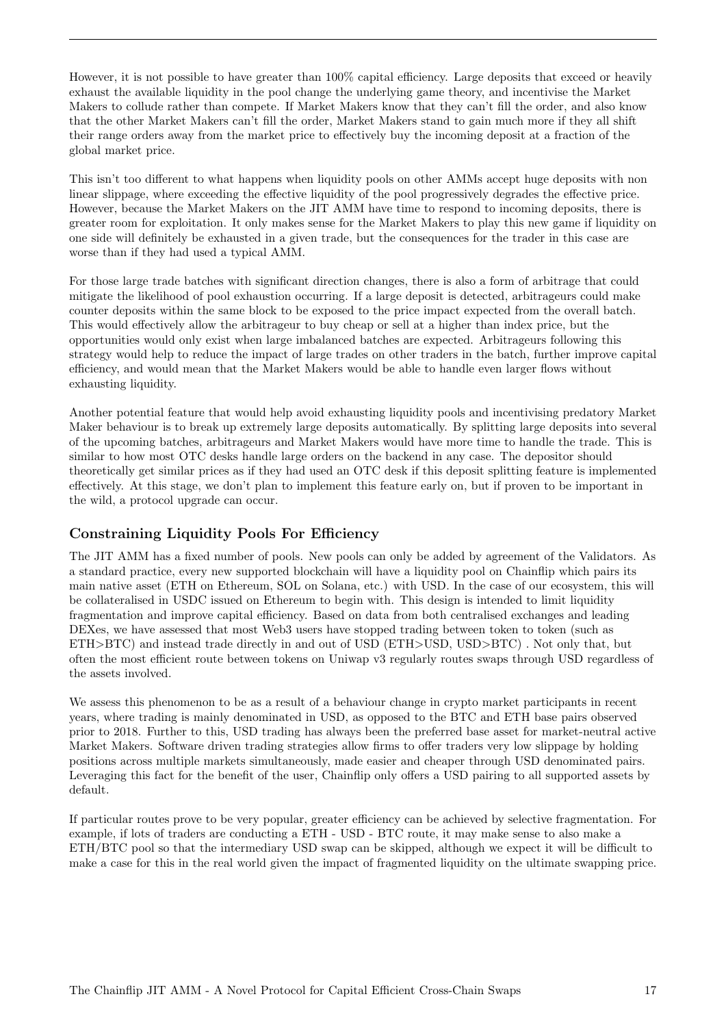However, it is not possible to have greater than 100% capital efficiency. Large deposits that exceed or heavily exhaust the available liquidity in the pool change the underlying game theory, and incentivise the Market Makers to collude rather than compete. If Market Makers know that they can't fill the order, and also know that the other Market Makers can't fill the order, Market Makers stand to gain much more if they all shift their range orders away from the market price to effectively buy the incoming deposit at a fraction of the global market price.

This isn't too different to what happens when liquidity pools on other AMMs accept huge deposits with non linear slippage, where exceeding the effective liquidity of the pool progressively degrades the effective price. However, because the Market Makers on the JIT AMM have time to respond to incoming deposits, there is greater room for exploitation. It only makes sense for the Market Makers to play this new game if liquidity on one side will definitely be exhausted in a given trade, but the consequences for the trader in this case are worse than if they had used a typical AMM.

For those large trade batches with significant direction changes, there is also a form of arbitrage that could mitigate the likelihood of pool exhaustion occurring. If a large deposit is detected, arbitrageurs could make counter deposits within the same block to be exposed to the price impact expected from the overall batch. This would effectively allow the arbitrageur to buy cheap or sell at a higher than index price, but the opportunities would only exist when large imbalanced batches are expected. Arbitrageurs following this strategy would help to reduce the impact of large trades on other traders in the batch, further improve capital efficiency, and would mean that the Market Makers would be able to handle even larger flows without exhausting liquidity.

Another potential feature that would help avoid exhausting liquidity pools and incentivising predatory Market Maker behaviour is to break up extremely large deposits automatically. By splitting large deposits into several of the upcoming batches, arbitrageurs and Market Makers would have more time to handle the trade. This is similar to how most OTC desks handle large orders on the backend in any case. The depositor should theoretically get similar prices as if they had used an OTC desk if this deposit splitting feature is implemented effectively. At this stage, we don't plan to implement this feature early on, but if proven to be important in the wild, a protocol upgrade can occur.

### Constraining Liquidity Pools For Efficiency

The JIT AMM has a fixed number of pools. New pools can only be added by agreement of the Validators. As a standard practice, every new supported blockchain will have a liquidity pool on Chainflip which pairs its main native asset (ETH on Ethereum, SOL on Solana, etc.) with USD. In the case of our ecosystem, this will be collateralised in USDC issued on Ethereum to begin with. This design is intended to limit liquidity fragmentation and improve capital efficiency. Based on data from both centralised exchanges and leading DEXes, we have assessed that most Web3 users have stopped trading between token to token (such as ETH>BTC) and instead trade directly in and out of USD (ETH>USD, USD>BTC) . Not only that, but often the most efficient route between tokens on Uniwap v3 regularly routes swaps through USD regardless of the assets involved.

We assess this phenomenon to be as a result of a behaviour change in crypto market participants in recent years, where trading is mainly denominated in USD, as opposed to the BTC and ETH base pairs observed prior to 2018. Further to this, USD trading has always been the preferred base asset for market-neutral active Market Makers. Software driven trading strategies allow firms to offer traders very low slippage by holding positions across multiple markets simultaneously, made easier and cheaper through USD denominated pairs. Leveraging this fact for the benefit of the user, Chainflip only offers a USD pairing to all supported assets by default.

If particular routes prove to be very popular, greater efficiency can be achieved by selective fragmentation. For example, if lots of traders are conducting a ETH - USD - BTC route, it may make sense to also make a ETH/BTC pool so that the intermediary USD swap can be skipped, although we expect it will be difficult to make a case for this in the real world given the impact of fragmented liquidity on the ultimate swapping price.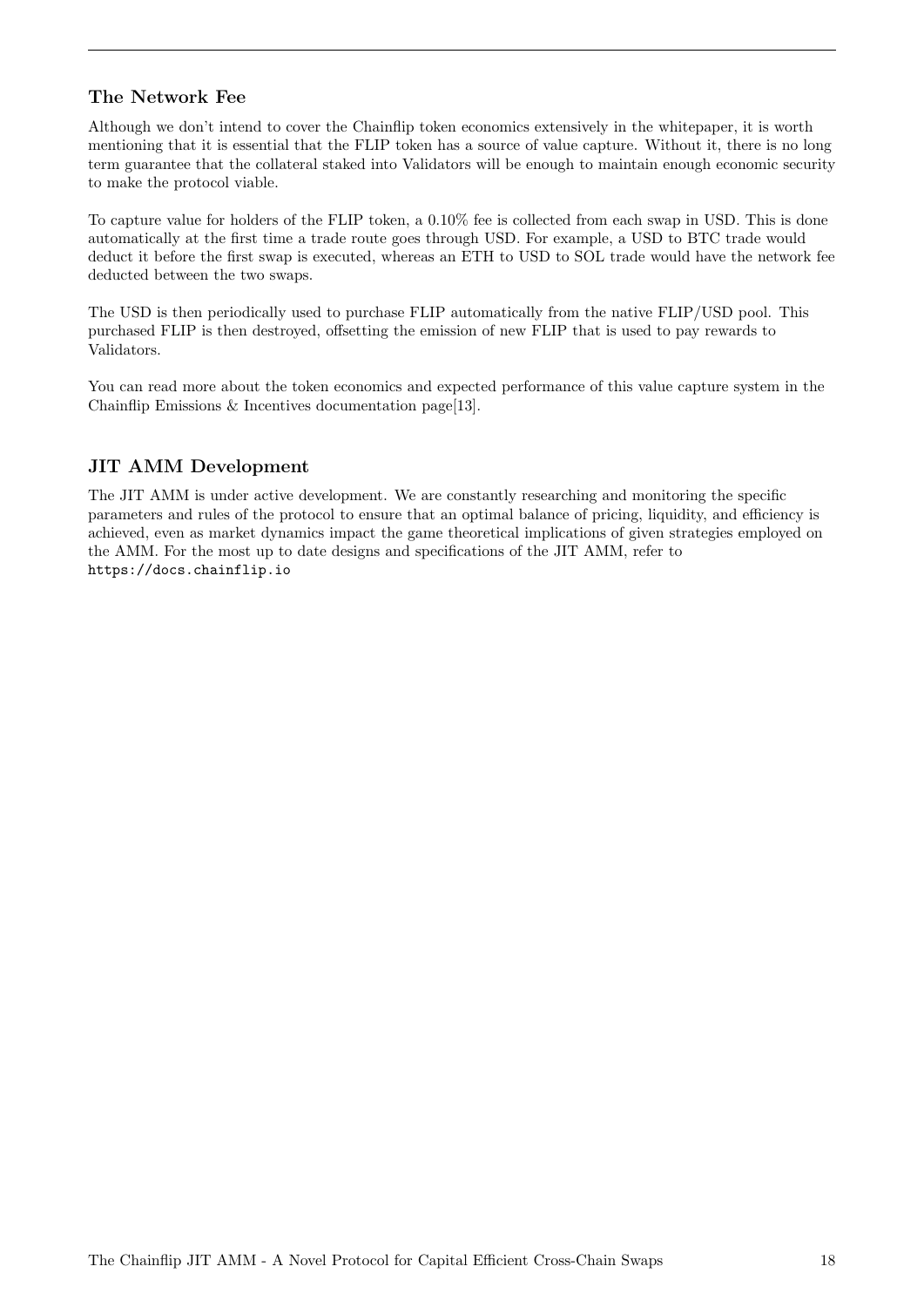## The Network Fee

Although we don't intend to cover the Chainflip token economics extensively in the whitepaper, it is worth mentioning that it is essential that the FLIP token has a source of value capture. Without it, there is no long term guarantee that the collateral staked into Validators will be enough to maintain enough economic security to make the protocol viable.

To capture value for holders of the FLIP token, a 0.10% fee is collected from each swap in USD. This is done automatically at the first time a trade route goes through USD. For example, a USD to BTC trade would deduct it before the first swap is executed, whereas an ETH to USD to SOL trade would have the network fee deducted between the two swaps.

The USD is then periodically used to purchase FLIP automatically from the native FLIP/USD pool. This purchased FLIP is then destroyed, offsetting the emission of new FLIP that is used to pay rewards to Validators.

You can read more about the token economics and expected performance of this value capture system in the Chainflip Emissions & Incentives documentation page[13].

## JIT AMM Development

The JIT AMM is under active development. We are constantly researching and monitoring the specific parameters and rules of the protocol to ensure that an optimal balance of pricing, liquidity, and efficiency is achieved, even as market dynamics impact the game theoretical implications of given strategies employed on the AMM. For the most up to date designs and specifications of the JIT AMM, refer to `https://docs.chainflip.io`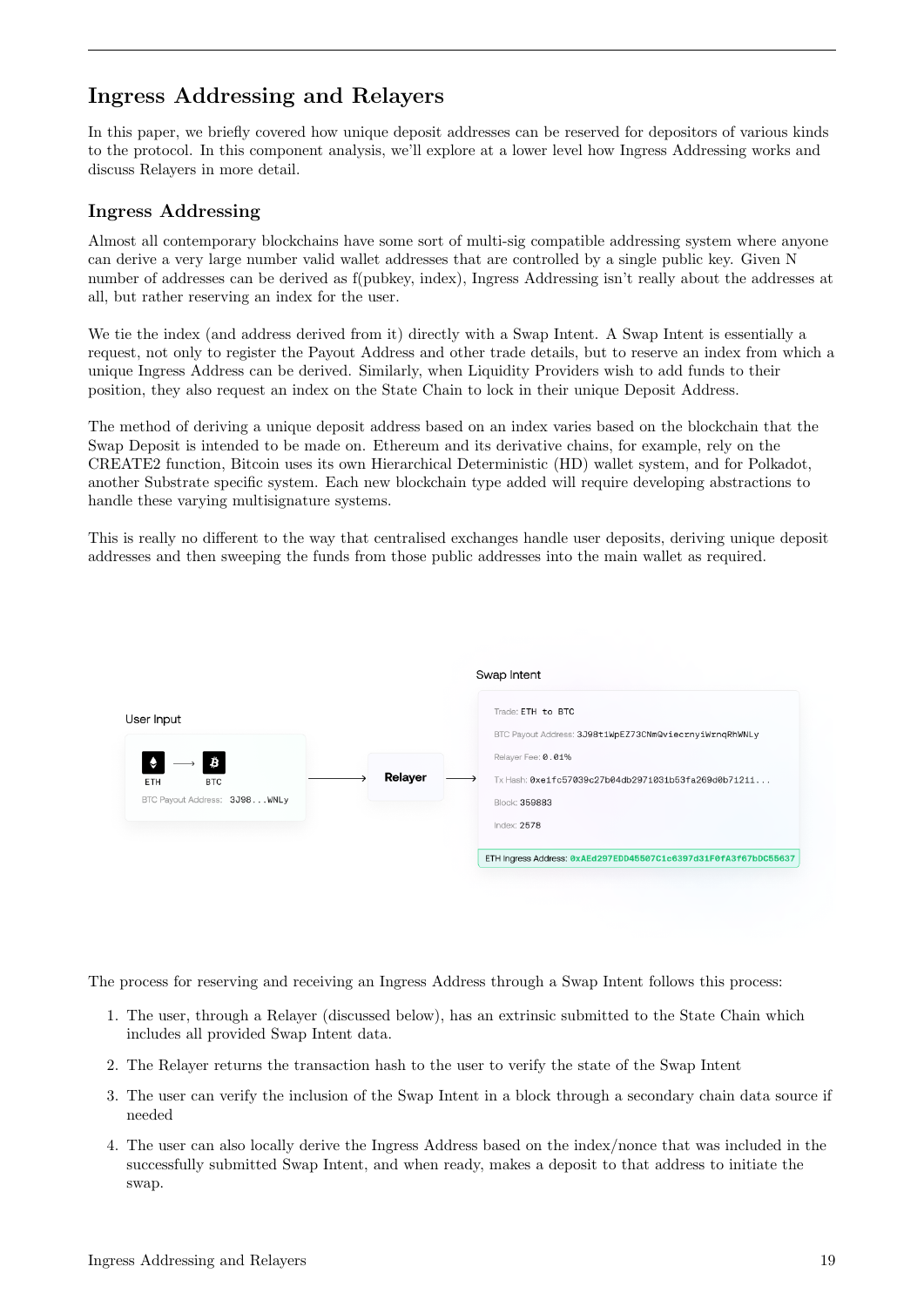## Ingress Addressing and Relayers

In this paper, we briefly covered how unique deposit addresses can be reserved for depositors of various kinds to the protocol. In this component analysis, we'll explore at a lower level how Ingress Addressing works and discuss Relayers in more detail.

### Ingress Addressing

Almost all contemporary blockchains have some sort of multi-sig compatible addressing system where anyone can derive a very large number valid wallet addresses that are controlled by a single public key. Given N number of addresses can be derived as f(pubkey, index), Ingress Addressing isn't really about the addresses at all, but rather reserving an index for the user.

We tie the index (and address derived from it) directly with a Swap Intent. A Swap Intent is essentially a request, not only to register the Payout Address and other trade details, but to reserve an index from which a unique Ingress Address can be derived. Similarly, when Liquidity Providers wish to add funds to their position, they also request an index on the State Chain to lock in their unique Deposit Address.

The method of deriving a unique deposit address based on an index varies based on the blockchain that the Swap Deposit is intended to be made on. Ethereum and its derivative chains, for example, rely on the CREATE2 function, Bitcoin uses its own Hierarchical Deterministic (HD) wallet system, and for Polkadot, another Substrate specific system. Each new blockchain type added will require developing abstractions to handle these varying multisignature systems.

This is really no different to the way that centralised exchanges handle user deposits, deriving unique deposit addresses and then sweeping the funds from those public addresses into the main wallet as required.

User Input

ETH → BTC

BTC Payout Address: 3J98...WNLy

→ Relayer →

Swap Intent

Trade: ETH to BTC

BTC Payout Address: 3J98t1WpEZ73CNmQviecrnyiWrnqRhWNLy

Relayer Fee: 0.01%

Tx Hash: 0xe1fc57039c27b04db2971031b53fa269d0b71211...

Block: 359883

Index: 2578

ETH Ingress Address: 0xAEd297EDD45507C1c6397d31F0fA3f67bDC55637

The process for reserving and receiving an Ingress Address through a Swap Intent follows this process:

1. The user, through a Relayer (discussed below), has an extrinsic submitted to the State Chain which includes all provided Swap Intent data.
2. The Relayer returns the transaction hash to the user to verify the state of the Swap Intent
3. The user can verify the inclusion of the Swap Intent in a block through a secondary chain data source if needed
4. The user can also locally derive the Ingress Address based on the index/nonce that was included in the successfully submitted Swap Intent, and when ready, makes a deposit to that address to initiate the swap.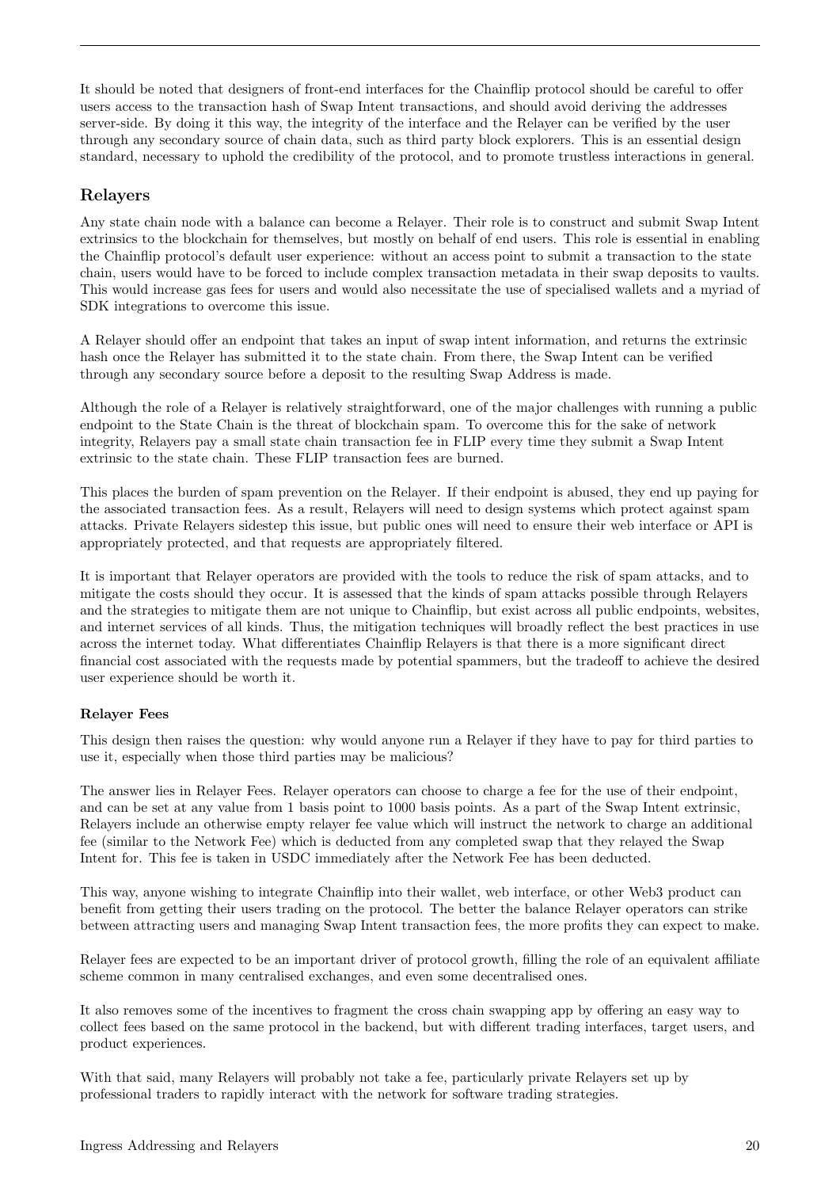It should be noted that designers of front-end interfaces for the Chainflip protocol should be careful to offer users access to the transaction hash of Swap Intent transactions, and should avoid deriving the addresses server-side. By doing it this way, the integrity of the interface and the Relayer can be verified by the user through any secondary source of chain data, such as third party block explorers. This is an essential design standard, necessary to uphold the credibility of the protocol, and to promote trustless interactions in general.

## Relayers

Any state chain node with a balance can become a Relayer. Their role is to construct and submit Swap Intent extrinsics to the blockchain for themselves, but mostly on behalf of end users. This role is essential in enabling the Chainflip protocol's default user experience: without an access point to submit a transaction to the state chain, users would have to be forced to include complex transaction metadata in their swap deposits to vaults. This would increase gas fees for users and would also necessitate the use of specialised wallets and a myriad of SDK integrations to overcome this issue.

A Relayer should offer an endpoint that takes an input of swap intent information, and returns the extrinsic hash once the Relayer has submitted it to the state chain. From there, the Swap Intent can be verified through any secondary source before a deposit to the resulting Swap Address is made.

Although the role of a Relayer is relatively straightforward, one of the major challenges with running a public endpoint to the State Chain is the threat of blockchain spam. To overcome this for the sake of network integrity, Relayers pay a small state chain transaction fee in FLIP every time they submit a Swap Intent extrinsic to the state chain. These FLIP transaction fees are burned.

This places the burden of spam prevention on the Relayer. If their endpoint is abused, they end up paying for the associated transaction fees. As a result, Relayers will need to design systems which protect against spam attacks. Private Relayers sidestep this issue, but public ones will need to ensure their web interface or API is appropriately protected, and that requests are appropriately filtered.

It is important that Relayer operators are provided with the tools to reduce the risk of spam attacks, and to mitigate the costs should they occur. It is assessed that the kinds of spam attacks possible through Relayers and the strategies to mitigate them are not unique to Chainflip, but exist across all public endpoints, websites, and internet services of all kinds. Thus, the mitigation techniques will broadly reflect the best practices in use across the internet today. What differentiates Chainflip Relayers is that there is a more significant direct financial cost associated with the requests made by potential spammers, but the tradeoff to achieve the desired user experience should be worth it.

### Relayer Fees

This design then raises the question: why would anyone run a Relayer if they have to pay for third parties to use it, especially when those third parties may be malicious?

The answer lies in Relayer Fees. Relayer operators can choose to charge a fee for the use of their endpoint, and can be set at any value from 1 basis point to 1000 basis points. As a part of the Swap Intent extrinsic, Relayers include an otherwise empty relayer fee value which will instruct the network to charge an additional fee (similar to the Network Fee) which is deducted from any completed swap that they relayed the Swap Intent for. This fee is taken in USDC immediately after the Network Fee has been deducted.

This way, anyone wishing to integrate Chainflip into their wallet, web interface, or other Web3 product can benefit from getting their users trading on the protocol. The better the balance Relayer operators can strike between attracting users and managing Swap Intent transaction fees, the more profits they can expect to make.

Relayer fees are expected to be an important driver of protocol growth, filling the role of an equivalent affiliate scheme common in many centralised exchanges, and even some decentralised ones.

It also removes some of the incentives to fragment the cross chain swapping app by offering an easy way to collect fees based on the same protocol in the backend, but with different trading interfaces, target users, and product experiences.

With that said, many Relayers will probably not take a fee, particularly private Relayers set up by professional traders to rapidly interact with the network for software trading strategies.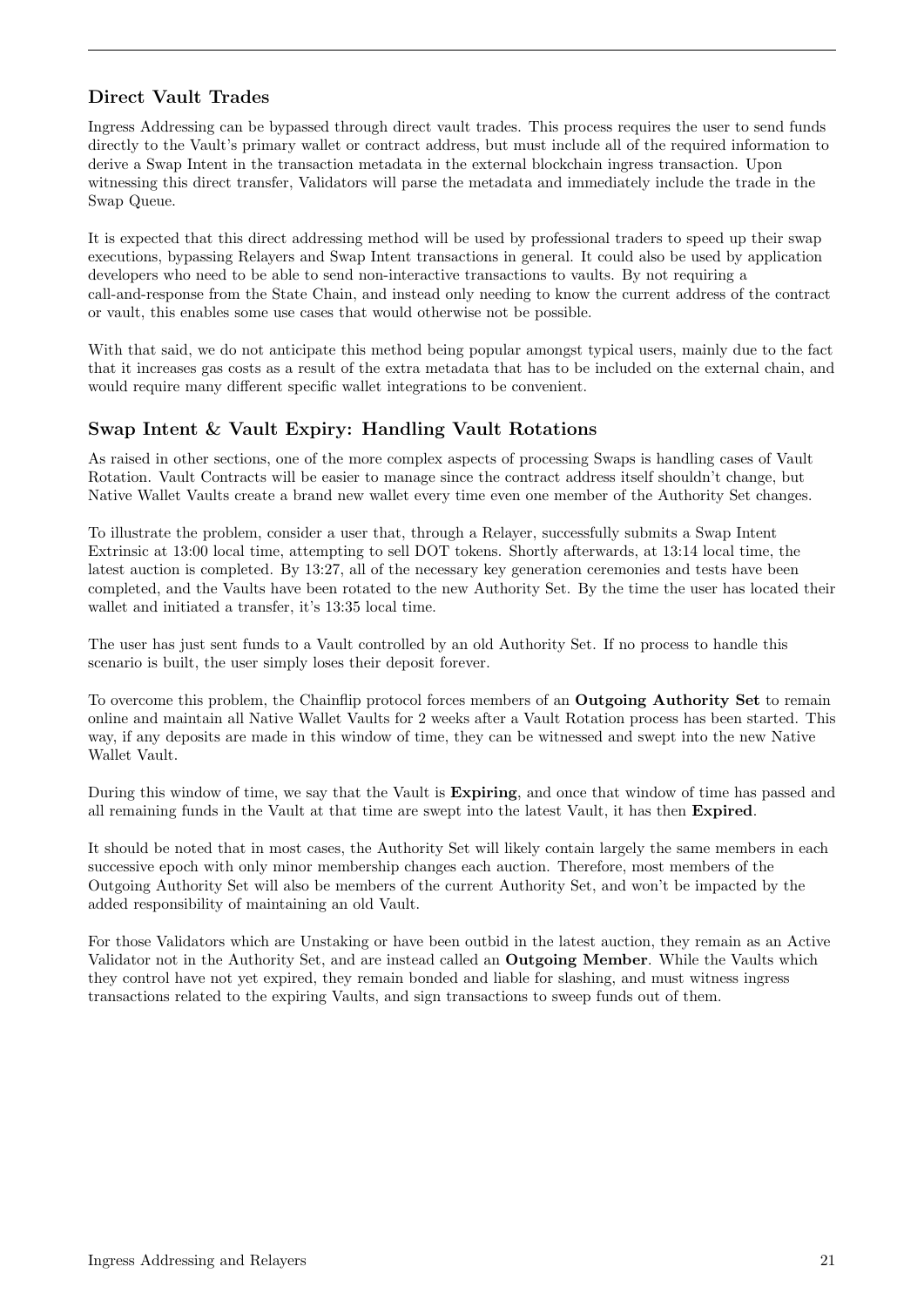## Direct Vault Trades

Ingress Addressing can be bypassed through direct vault trades. This process requires the user to send funds directly to the Vault's primary wallet or contract address, but must include all of the required information to derive a Swap Intent in the transaction metadata in the external blockchain ingress transaction. Upon witnessing this direct transfer, Validators will parse the metadata and immediately include the trade in the Swap Queue.

It is expected that this direct addressing method will be used by professional traders to speed up their swap executions, bypassing Relayers and Swap Intent transactions in general. It could also be used by application developers who need to be able to send non-interactive transactions to vaults. By not requiring a call-and-response from the State Chain, and instead only needing to know the current address of the contract or vault, this enables some use cases that would otherwise not be possible.

With that said, we do not anticipate this method being popular amongst typical users, mainly due to the fact that it increases gas costs as a result of the extra metadata that has to be included on the external chain, and would require many different specific wallet integrations to be convenient.

## Swap Intent & Vault Expiry: Handling Vault Rotations

As raised in other sections, one of the more complex aspects of processing Swaps is handling cases of Vault Rotation. Vault Contracts will be easier to manage since the contract address itself shouldn't change, but Native Wallet Vaults create a brand new wallet every time even one member of the Authority Set changes.

To illustrate the problem, consider a user that, through a Relayer, successfully submits a Swap Intent Extrinsic at 13:00 local time, attempting to sell DOT tokens. Shortly afterwards, at 13:14 local time, the latest auction is completed. By 13:27, all of the necessary key generation ceremonies and tests have been completed, and the Vaults have been rotated to the new Authority Set. By the time the user has located their wallet and initiated a transfer, it's 13:35 local time.

The user has just sent funds to a Vault controlled by an old Authority Set. If no process to handle this scenario is built, the user simply loses their deposit forever.

To overcome this problem, the Chainflip protocol forces members of an **Outgoing Authority Set** to remain online and maintain all Native Wallet Vaults for 2 weeks after a Vault Rotation process has been started. This way, if any deposits are made in this window of time, they can be witnessed and swept into the new Native Wallet Vault.

During this window of time, we say that the Vault is **Expiring**, and once that window of time has passed and all remaining funds in the Vault at that time are swept into the latest Vault, it has then **Expired**.

It should be noted that in most cases, the Authority Set will likely contain largely the same members in each successive epoch with only minor membership changes each auction. Therefore, most members of the Outgoing Authority Set will also be members of the current Authority Set, and won't be impacted by the added responsibility of maintaining an old Vault.

For those Validators which are Unstaking or have been outbid in the latest auction, they remain as an Active Validator not in the Authority Set, and are instead called an **Outgoing Member**. While the Vaults which they control have not yet expired, they remain bonded and liable for slashing, and must witness ingress transactions related to the expiring Vaults, and sign transactions to sweep funds out of them.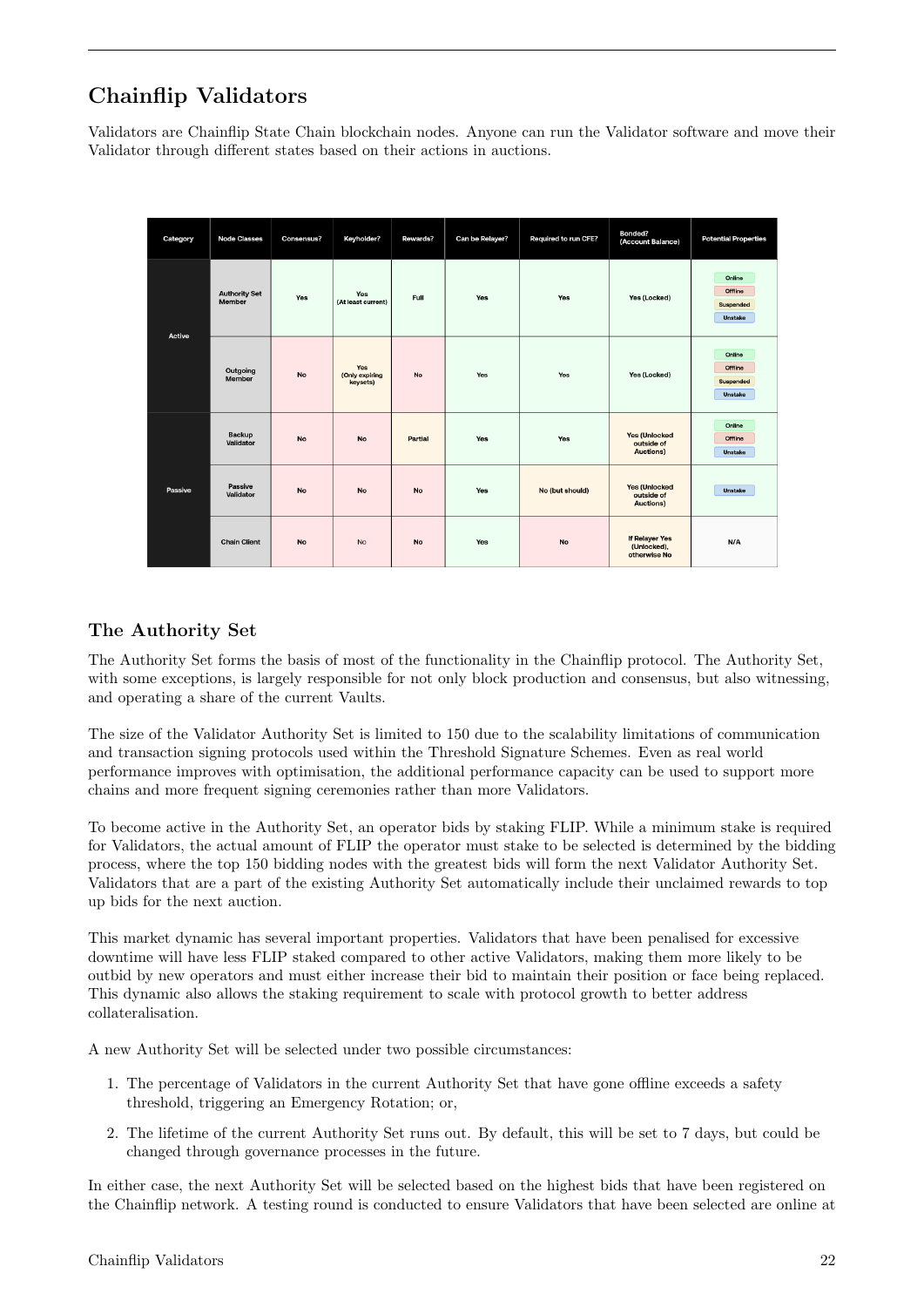## Chainflip Validators

Validators are Chainflip State Chain blockchain nodes. Anyone can run the Validator software and move their Validator through different states based on their actions in auctions.

| Category | Node Classes | Consensus? | Keyholder? | Rewards? | Can be Relayer? | Required to run CFE? | Bonded? (Account Balance) | Potential Properties |
|---|---|---|---|---|---|---|---|---|
| Active | Authority Set Member | Yes | Yes (At least current) | Full | Yes | Yes | Yes (Locked) | Online, Offline, Suspended, Unstake |
| | Outgoing Member | No | Yes (Only expiring keysets) | No | Yes | Yes | Yes (Locked) | Online, Offline, Suspended, Unstake |
| Passive | Backup Validator | No | No | Partial | Yes | Yes | Yes (Unlocked outside of Auctions) | Online, Offline, Unstake |
| | Passive Validator | No | No | No | Yes | No (but should) | Yes (Unlocked outside of Auctions) | Unstake |
| | Chain Client | No | No | No | Yes | No | If Relayer Yes (Unlocked), otherwise No | N/A |

### The Authority Set

The Authority Set forms the basis of most of the functionality in the Chainflip protocol. The Authority Set, with some exceptions, is largely responsible for not only block production and consensus, but also witnessing, and operating a share of the current Vaults.

The size of the Validator Authority Set is limited to 150 due to the scalability limitations of communication and transaction signing protocols used within the Threshold Signature Schemes. Even as real world performance improves with optimisation, the additional performance capacity can be used to support more chains and more frequent signing ceremonies rather than more Validators.

To become active in the Authority Set, an operator bids by staking FLIP. While a minimum stake is required for Validators, the actual amount of FLIP the operator must stake to be selected is determined by the bidding process, where the top 150 bidding nodes with the greatest bids will form the next Validator Authority Set. Validators that are a part of the existing Authority Set automatically include their unclaimed rewards to top up bids for the next auction.

This market dynamic has several important properties. Validators that have been penalised for excessive downtime will have less FLIP staked compared to other active Validators, making them more likely to be outbid by new operators and must either increase their bid to maintain their position or face being replaced. This dynamic also allows the staking requirement to scale with protocol growth to better address collateralisation.

A new Authority Set will be selected under two possible circumstances:

1. The percentage of Validators in the current Authority Set that have gone offline exceeds a safety threshold, triggering an Emergency Rotation; or,
2. The lifetime of the current Authority Set runs out. By default, this will be set to 7 days, but could be changed through governance processes in the future.

In either case, the next Authority Set will be selected based on the highest bids that have been registered on the Chainflip network. A testing round is conducted to ensure Validators that have been selected are online at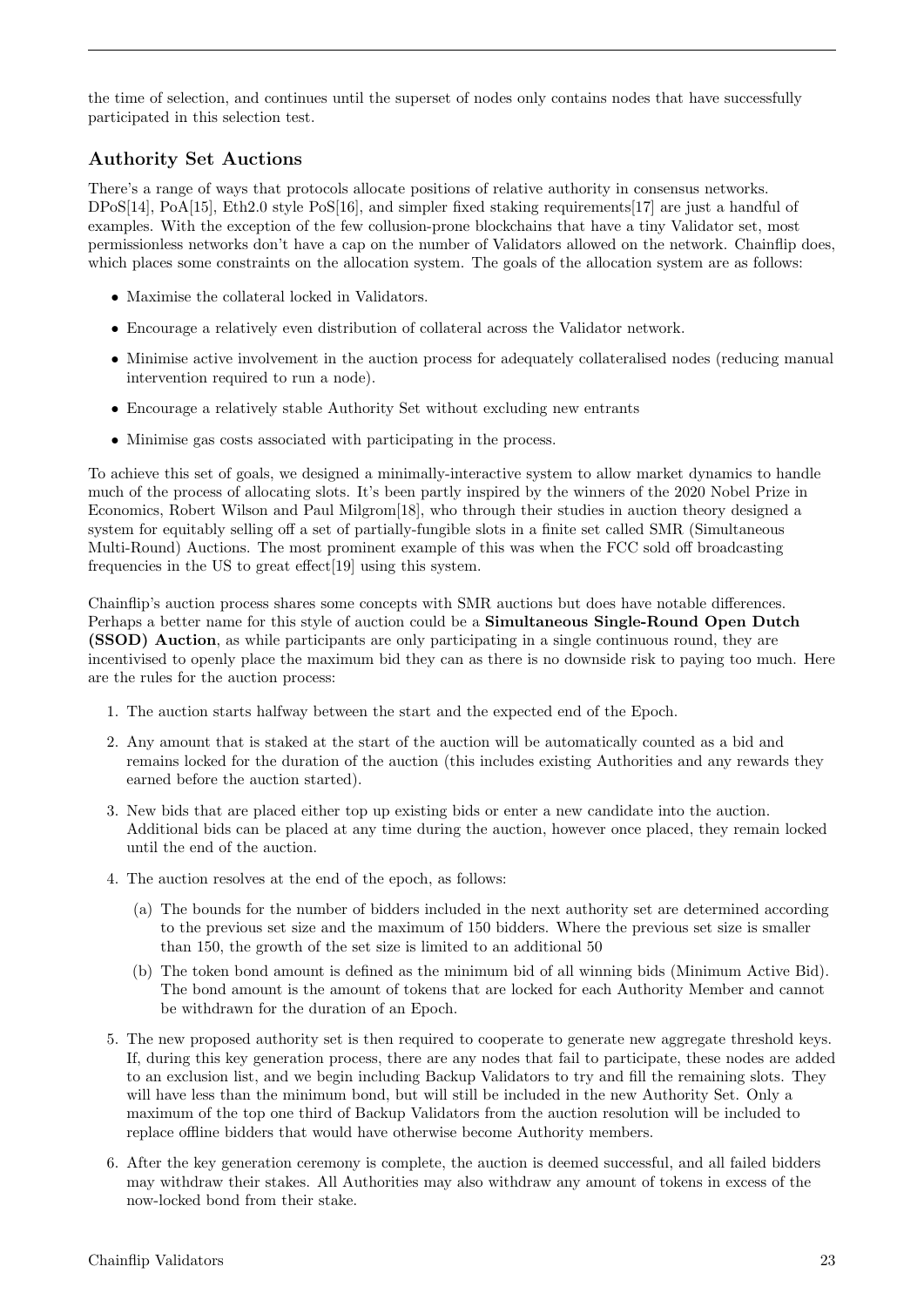the time of selection, and continues until the superset of nodes only contains nodes that have successfully participated in this selection test.

### Authority Set Auctions

There's a range of ways that protocols allocate positions of relative authority in consensus networks. DPoS[14], PoA[15], Eth2.0 style PoS[16], and simpler fixed staking requirements[17] are just a handful of examples. With the exception of the few collusion-prone blockchains that have a tiny Validator set, most permissionless networks don't have a cap on the number of Validators allowed on the network. Chainflip does, which places some constraints on the allocation system. The goals of the allocation system are as follows:

- Maximise the collateral locked in Validators.
- Encourage a relatively even distribution of collateral across the Validator network.
- Minimise active involvement in the auction process for adequately collateralised nodes (reducing manual intervention required to run a node).
- Encourage a relatively stable Authority Set without excluding new entrants
- Minimise gas costs associated with participating in the process.

To achieve this set of goals, we designed a minimally-interactive system to allow market dynamics to handle much of the process of allocating slots. It's been partly inspired by the winners of the 2020 Nobel Prize in Economics, Robert Wilson and Paul Milgrom[18], who through their studies in auction theory designed a system for equitably selling off a set of partially-fungible slots in a finite set called SMR (Simultaneous Multi-Round) Auctions. The most prominent example of this was when the FCC sold off broadcasting frequencies in the US to great effect[19] using this system.

Chainflip's auction process shares some concepts with SMR auctions but does have notable differences. Perhaps a better name for this style of auction could be a **Simultaneous Single-Round Open Dutch (SSOD) Auction**, as while participants are only participating in a single continuous round, they are incentivised to openly place the maximum bid they can as there is no downside risk to paying too much. Here are the rules for the auction process:

1. The auction starts halfway between the start and the expected end of the Epoch.
2. Any amount that is staked at the start of the auction will be automatically counted as a bid and remains locked for the duration of the auction (this includes existing Authorities and any rewards they earned before the auction started).
3. New bids that are placed either top up existing bids or enter a new candidate into the auction. Additional bids can be placed at any time during the auction, however once placed, they remain locked until the end of the auction.
4. The auction resolves at the end of the epoch, as follows:
   (a) The bounds for the number of bidders included in the next authority set are determined according to the previous set size and the maximum of 150 bidders. Where the previous set size is smaller than 150, the growth of the set size is limited to an additional 50
   (b) The token bond amount is defined as the minimum bid of all winning bids (Minimum Active Bid). The bond amount is the amount of tokens that are locked for each Authority Member and cannot be withdrawn for the duration of an Epoch.
5. The new proposed authority set is then required to cooperate to generate new aggregate threshold keys. If, during this key generation process, there are any nodes that fail to participate, these nodes are added to an exclusion list, and we begin including Backup Validators to try and fill the remaining slots. They will have less than the minimum bond, but will still be included in the new Authority Set. Only a maximum of the top one third of Backup Validators from the auction resolution will be included to replace offline bidders that would have otherwise become Authority members.
6. After the key generation ceremony is complete, the auction is deemed successful, and all failed bidders may withdraw their stakes. All Authorities may also withdraw any amount of tokens in excess of the now-locked bond from their stake.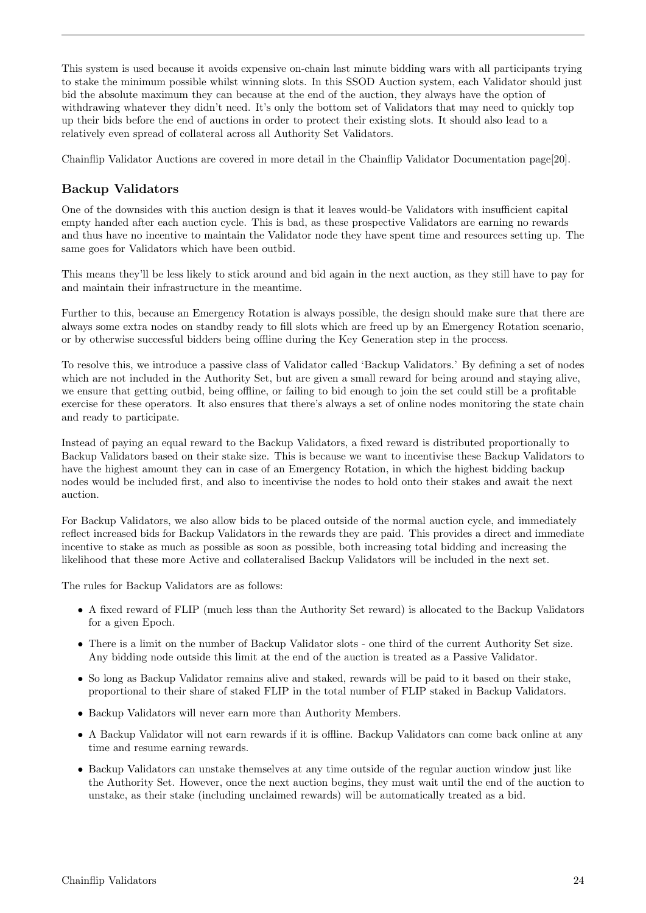This system is used because it avoids expensive on-chain last minute bidding wars with all participants trying to stake the minimum possible whilst winning slots. In this SSOD Auction system, each Validator should just bid the absolute maximum they can because at the end of the auction, they always have the option of withdrawing whatever they didn't need. It's only the bottom set of Validators that may need to quickly top up their bids before the end of auctions in order to protect their existing slots. It should also lead to a relatively even spread of collateral across all Authority Set Validators.

Chainflip Validator Auctions are covered in more detail in the Chainflip Validator Documentation page[20].

### Backup Validators

One of the downsides with this auction design is that it leaves would-be Validators with insufficient capital empty handed after each auction cycle. This is bad, as these prospective Validators are earning no rewards and thus have no incentive to maintain the Validator node they have spent time and resources setting up. The same goes for Validators which have been outbid.

This means they'll be less likely to stick around and bid again in the next auction, as they still have to pay for and maintain their infrastructure in the meantime.

Further to this, because an Emergency Rotation is always possible, the design should make sure that there are always some extra nodes on standby ready to fill slots which are freed up by an Emergency Rotation scenario, or by otherwise successful bidders being offline during the Key Generation step in the process.

To resolve this, we introduce a passive class of Validator called 'Backup Validators.' By defining a set of nodes which are not included in the Authority Set, but are given a small reward for being around and staying alive, we ensure that getting outbid, being offline, or failing to bid enough to join the set could still be a profitable exercise for these operators. It also ensures that there's always a set of online nodes monitoring the state chain and ready to participate.

Instead of paying an equal reward to the Backup Validators, a fixed reward is distributed proportionally to Backup Validators based on their stake size. This is because we want to incentivise these Backup Validators to have the highest amount they can in case of an Emergency Rotation, in which the highest bidding backup nodes would be included first, and also to incentivise the nodes to hold onto their stakes and await the next auction.

For Backup Validators, we also allow bids to be placed outside of the normal auction cycle, and immediately reflect increased bids for Backup Validators in the rewards they are paid. This provides a direct and immediate incentive to stake as much as possible as soon as possible, both increasing total bidding and increasing the likelihood that these more Active and collateralised Backup Validators will be included in the next set.

The rules for Backup Validators are as follows:

- A fixed reward of FLIP (much less than the Authority Set reward) is allocated to the Backup Validators for a given Epoch.
- There is a limit on the number of Backup Validator slots - one third of the current Authority Set size. Any bidding node outside this limit at the end of the auction is treated as a Passive Validator.
- So long as Backup Validator remains alive and staked, rewards will be paid to it based on their stake, proportional to their share of staked FLIP in the total number of FLIP staked in Backup Validators.
- Backup Validators will never earn more than Authority Members.
- A Backup Validator will not earn rewards if it is offline. Backup Validators can come back online at any time and resume earning rewards.
- Backup Validators can unstake themselves at any time outside of the regular auction window just like the Authority Set. However, once the next auction begins, they must wait until the end of the auction to unstake, as their stake (including unclaimed rewards) will be automatically treated as a bid.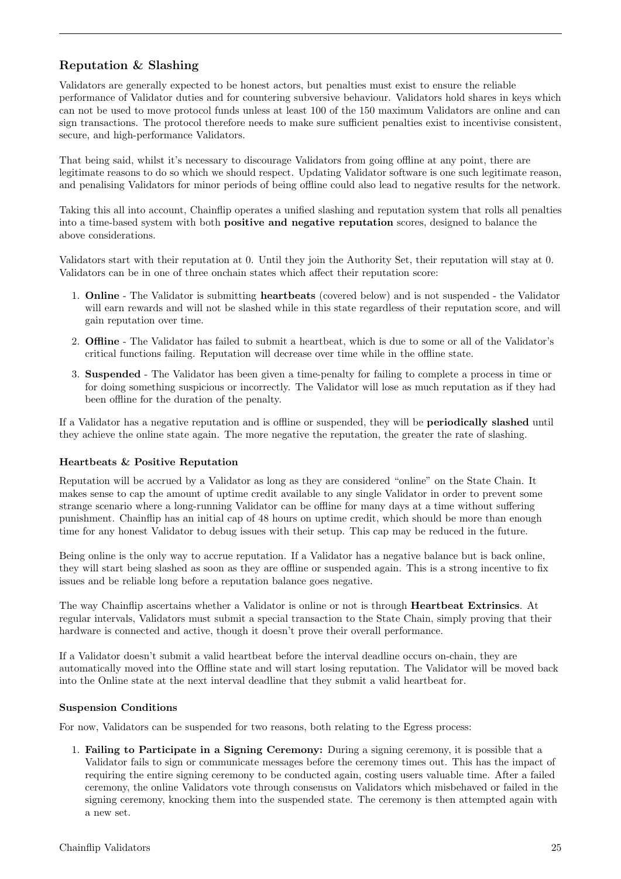## Reputation & Slashing

Validators are generally expected to be honest actors, but penalties must exist to ensure the reliable performance of Validator duties and for countering subversive behaviour. Validators hold shares in keys which can not be used to move protocol funds unless at least 100 of the 150 maximum Validators are online and can sign transactions. The protocol therefore needs to make sure sufficient penalties exist to incentivise consistent, secure, and high-performance Validators.

That being said, whilst it's necessary to discourage Validators from going offline at any point, there are legitimate reasons to do so which we should respect. Updating Validator software is one such legitimate reason, and penalising Validators for minor periods of being offline could also lead to negative results for the network.

Taking this all into account, Chainflip operates a unified slashing and reputation system that rolls all penalties into a time-based system with both **positive and negative reputation** scores, designed to balance the above considerations.

Validators start with their reputation at 0. Until they join the Authority Set, their reputation will stay at 0. Validators can be in one of three onchain states which affect their reputation score:

1. **Online** - The Validator is submitting **heartbeats** (covered below) and is not suspended - the Validator will earn rewards and will not be slashed while in this state regardless of their reputation score, and will gain reputation over time.
2. **Offline** - The Validator has failed to submit a heartbeat, which is due to some or all of the Validator's critical functions failing. Reputation will decrease over time while in the offline state.
3. **Suspended** - The Validator has been given a time-penalty for failing to complete a process in time or for doing something suspicious or incorrectly. The Validator will lose as much reputation as if they had been offline for the duration of the penalty.

If a Validator has a negative reputation and is offline or suspended, they will be **periodically slashed** until they achieve the online state again. The more negative the reputation, the greater the rate of slashing.

### Heartbeats & Positive Reputation

Reputation will be accrued by a Validator as long as they are considered "online" on the State Chain. It makes sense to cap the amount of uptime credit available to any single Validator in order to prevent some strange scenario where a long-running Validator can be offline for many days at a time without suffering punishment. Chainflip has an initial cap of 48 hours on uptime credit, which should be more than enough time for any honest Validator to debug issues with their setup. This cap may be reduced in the future.

Being online is the only way to accrue reputation. If a Validator has a negative balance but is back online, they will start being slashed as soon as they are offline or suspended again. This is a strong incentive to fix issues and be reliable long before a reputation balance goes negative.

The way Chainflip ascertains whether a Validator is online or not is through **Heartbeat Extrinsics**. At regular intervals, Validators must submit a special transaction to the State Chain, simply proving that their hardware is connected and active, though it doesn't prove their overall performance.

If a Validator doesn't submit a valid heartbeat before the interval deadline occurs on-chain, they are automatically moved into the Offline state and will start losing reputation. The Validator will be moved back into the Online state at the next interval deadline that they submit a valid heartbeat for.

### Suspension Conditions

For now, Validators can be suspended for two reasons, both relating to the Egress process:

1. **Failing to Participate in a Signing Ceremony:** During a signing ceremony, it is possible that a Validator fails to sign or communicate messages before the ceremony times out. This has the impact of requiring the entire signing ceremony to be conducted again, costing users valuable time. After a failed ceremony, the online Validators vote through consensus on Validators which misbehaved or failed in the signing ceremony, knocking them into the suspended state. The ceremony is then attempted again with a new set.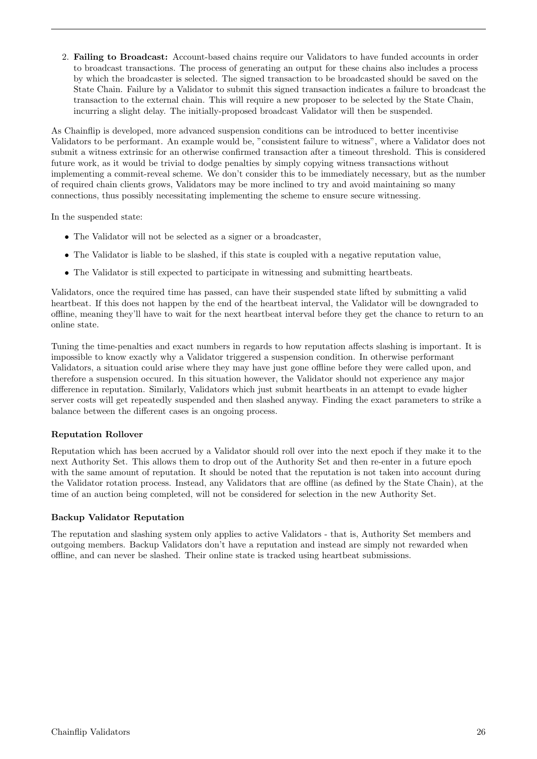2. **Failing to Broadcast:** Account-based chains require our Validators to have funded accounts in order to broadcast transactions. The process of generating an output for these chains also includes a process by which the broadcaster is selected. The signed transaction to be broadcasted should be saved on the State Chain. Failure by a Validator to submit this signed transaction indicates a failure to broadcast the transaction to the external chain. This will require a new proposer to be selected by the State Chain, incurring a slight delay. The initially-proposed broadcast Validator will then be suspended.

As Chainflip is developed, more advanced suspension conditions can be introduced to better incentivise Validators to be performant. An example would be, "consistent failure to witness", where a Validator does not submit a witness extrinsic for an otherwise confirmed transaction after a timeout threshold. This is considered future work, as it would be trivial to dodge penalties by simply copying witness transactions without implementing a commit-reveal scheme. We don't consider this to be immediately necessary, but as the number of required chain clients grows, Validators may be more inclined to try and avoid maintaining so many connections, thus possibly necessitating implementing the scheme to ensure secure witnessing.

In the suspended state:

- The Validator will not be selected as a signer or a broadcaster,
- The Validator is liable to be slashed, if this state is coupled with a negative reputation value,
- The Validator is still expected to participate in witnessing and submitting heartbeats.

Validators, once the required time has passed, can have their suspended state lifted by submitting a valid heartbeat. If this does not happen by the end of the heartbeat interval, the Validator will be downgraded to offline, meaning they'll have to wait for the next heartbeat interval before they get the chance to return to an online state.

Tuning the time-penalties and exact numbers in regards to how reputation affects slashing is important. It is impossible to know exactly why a Validator triggered a suspension condition. In otherwise performant Validators, a situation could arise where they may have just gone offline before they were called upon, and therefore a suspension occured. In this situation however, the Validator should not experience any major difference in reputation. Similarly, Validators which just submit heartbeats in an attempt to evade higher server costs will get repeatedly suspended and then slashed anyway. Finding the exact parameters to strike a balance between the different cases is an ongoing process.

#### Reputation Rollover

Reputation which has been accrued by a Validator should roll over into the next epoch if they make it to the next Authority Set. This allows them to drop out of the Authority Set and then re-enter in a future epoch with the same amount of reputation. It should be noted that the reputation is not taken into account during the Validator rotation process. Instead, any Validators that are offline (as defined by the State Chain), at the time of an auction being completed, will not be considered for selection in the new Authority Set.

#### Backup Validator Reputation

The reputation and slashing system only applies to active Validators - that is, Authority Set members and outgoing members. Backup Validators don't have a reputation and instead are simply not rewarded when offline, and can never be slashed. Their online state is tracked using heartbeat submissions.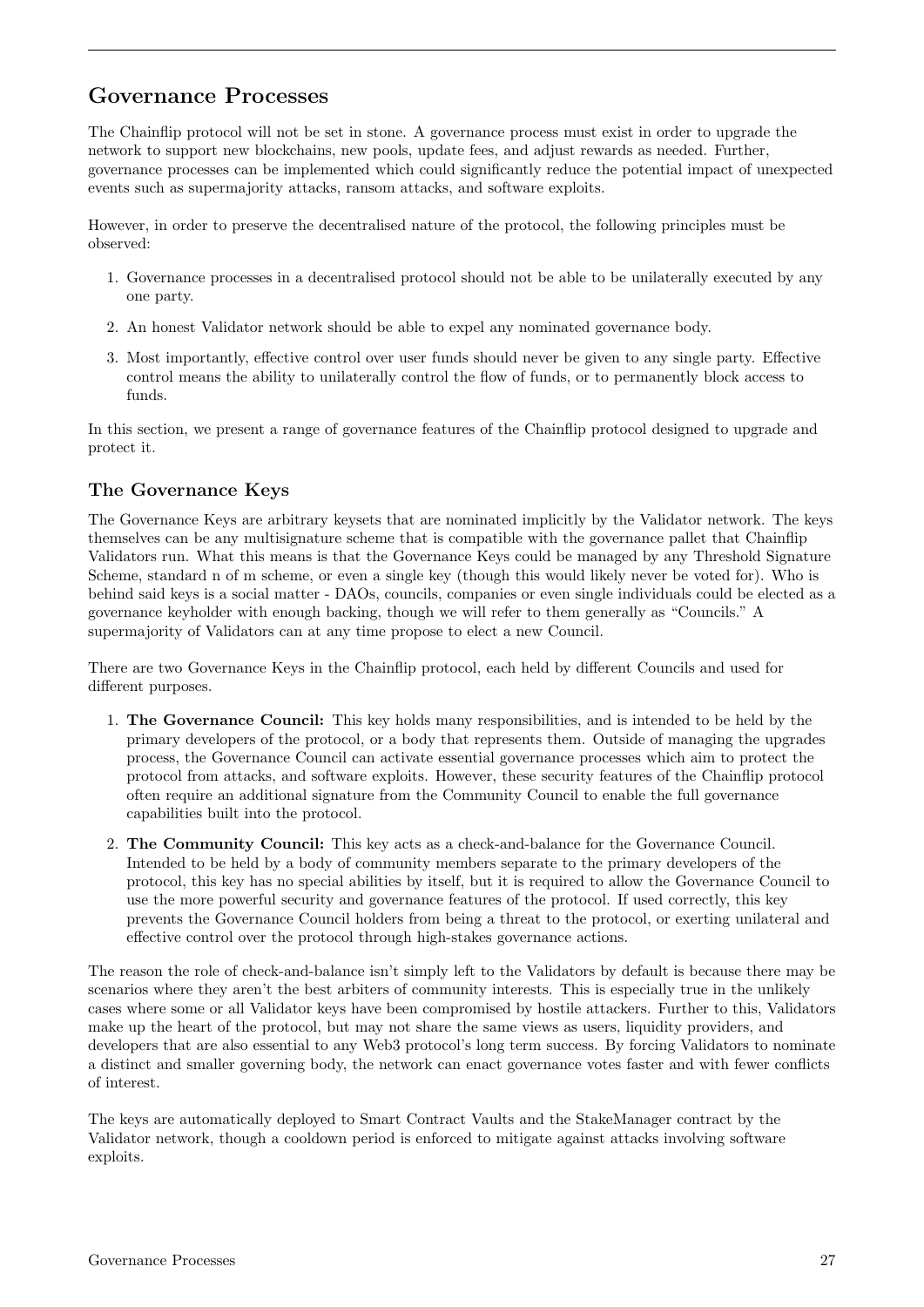# Governance Processes

The Chainflip protocol will not be set in stone. A governance process must exist in order to upgrade the network to support new blockchains, new pools, update fees, and adjust rewards as needed. Further, governance processes can be implemented which could significantly reduce the potential impact of unexpected events such as supermajority attacks, ransom attacks, and software exploits.

However, in order to preserve the decentralised nature of the protocol, the following principles must be observed:

1. Governance processes in a decentralised protocol should not be able to be unilaterally executed by any one party.
2. An honest Validator network should be able to expel any nominated governance body.
3. Most importantly, effective control over user funds should never be given to any single party. Effective control means the ability to unilaterally control the flow of funds, or to permanently block access to funds.

In this section, we present a range of governance features of the Chainflip protocol designed to upgrade and protect it.

## The Governance Keys

The Governance Keys are arbitrary keysets that are nominated implicitly by the Validator network. The keys themselves can be any multisignature scheme that is compatible with the governance pallet that Chainflip Validators run. What this means is that the Governance Keys could be managed by any Threshold Signature Scheme, standard n of m scheme, or even a single key (though this would likely never be voted for). Who is behind said keys is a social matter - DAOs, councils, companies or even single individuals could be elected as a governance keyholder with enough backing, though we will refer to them generally as "Councils." A supermajority of Validators can at any time propose to elect a new Council.

There are two Governance Keys in the Chainflip protocol, each held by different Councils and used for different purposes.

1. **The Governance Council:** This key holds many responsibilities, and is intended to be held by the primary developers of the protocol, or a body that represents them. Outside of managing the upgrades process, the Governance Council can activate essential governance processes which aim to protect the protocol from attacks, and software exploits. However, these security features of the Chainflip protocol often require an additional signature from the Community Council to enable the full governance capabilities built into the protocol.
2. **The Community Council:** This key acts as a check-and-balance for the Governance Council. Intended to be held by a body of community members separate to the primary developers of the protocol, this key has no special abilities by itself, but it is required to allow the Governance Council to use the more powerful security and governance features of the protocol. If used correctly, this key prevents the Governance Council holders from being a threat to the protocol, or exerting unilateral and effective control over the protocol through high-stakes governance actions.

The reason the role of check-and-balance isn't simply left to the Validators by default is because there may be scenarios where they aren't the best arbiters of community interests. This is especially true in the unlikely cases where some or all Validator keys have been compromised by hostile attackers. Further to this, Validators make up the heart of the protocol, but may not share the same views as users, liquidity providers, and developers that are also essential to any Web3 protocol's long term success. By forcing Validators to nominate a distinct and smaller governing body, the network can enact governance votes faster and with fewer conflicts of interest.

The keys are automatically deployed to Smart Contract Vaults and the StakeManager contract by the Validator network, though a cooldown period is enforced to mitigate against attacks involving software exploits.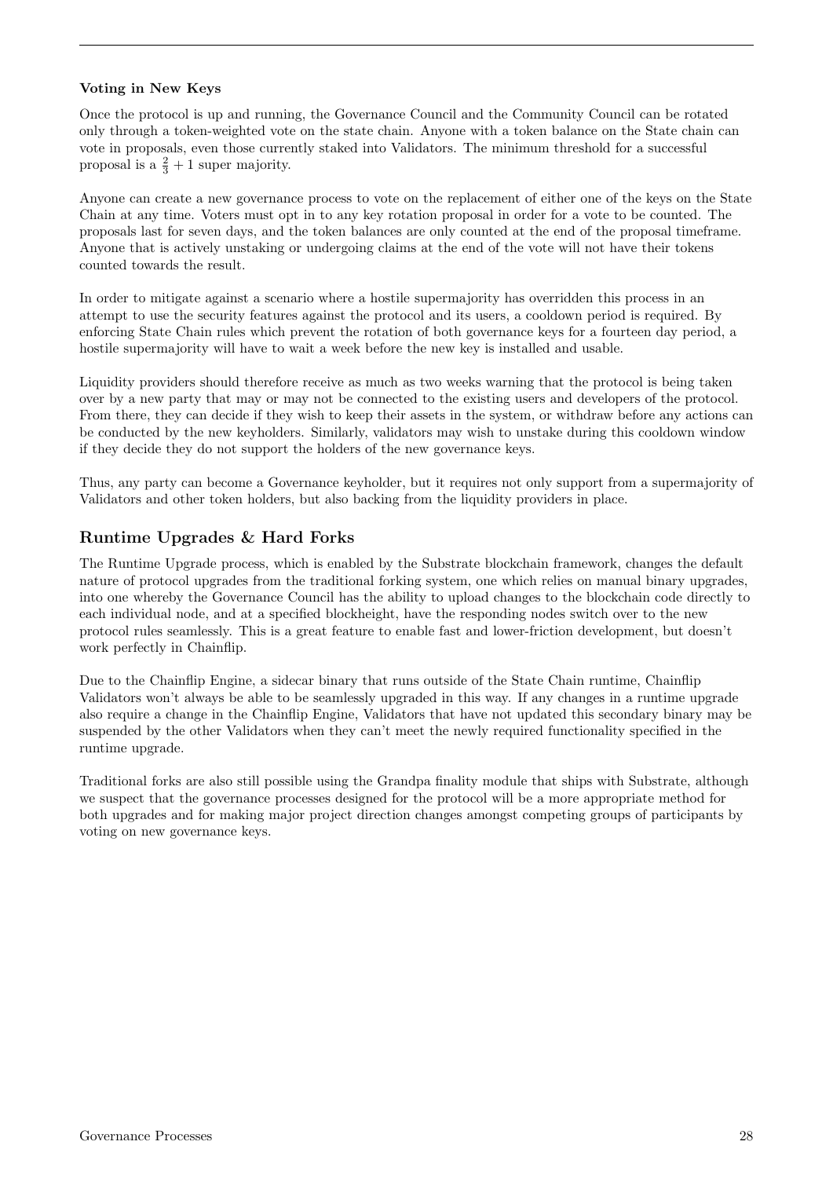**Voting in New Keys**

Once the protocol is up and running, the Governance Council and the Community Council can be rotated only through a token-weighted vote on the state chain. Anyone with a token balance on the State chain can vote in proposals, even those currently staked into Validators. The minimum threshold for a successful proposal is a $\frac{2}{3} + 1$ super majority.

Anyone can create a new governance process to vote on the replacement of either one of the keys on the State Chain at any time. Voters must opt in to any key rotation proposal in order for a vote to be counted. The proposals last for seven days, and the token balances are only counted at the end of the proposal timeframe. Anyone that is actively unstaking or undergoing claims at the end of the vote will not have their tokens counted towards the result.

In order to mitigate against a scenario where a hostile supermajority has overridden this process in an attempt to use the security features against the protocol and its users, a cooldown period is required. By enforcing State Chain rules which prevent the rotation of both governance keys for a fourteen day period, a hostile supermajority will have to wait a week before the new key is installed and usable.

Liquidity providers should therefore receive as much as two weeks warning that the protocol is being taken over by a new party that may or may not be connected to the existing users and developers of the protocol. From there, they can decide if they wish to keep their assets in the system, or withdraw before any actions can be conducted by the new keyholders. Similarly, validators may wish to unstake during this cooldown window if they decide they do not support the holders of the new governance keys.

Thus, any party can become a Governance keyholder, but it requires not only support from a supermajority of Validators and other token holders, but also backing from the liquidity providers in place.

## Runtime Upgrades & Hard Forks

The Runtime Upgrade process, which is enabled by the Substrate blockchain framework, changes the default nature of protocol upgrades from the traditional forking system, one which relies on manual binary upgrades, into one whereby the Governance Council has the ability to upload changes to the blockchain code directly to each individual node, and at a specified blockheight, have the responding nodes switch over to the new protocol rules seamlessly. This is a great feature to enable fast and lower-friction development, but doesn't work perfectly in Chainflip.

Due to the Chainflip Engine, a sidecar binary that runs outside of the State Chain runtime, Chainflip Validators won't always be able to be seamlessly upgraded in this way. If any changes in a runtime upgrade also require a change in the Chainflip Engine, Validators that have not updated this secondary binary may be suspended by the other Validators when they can't meet the newly required functionality specified in the runtime upgrade.

Traditional forks are also still possible using the Grandpa finality module that ships with Substrate, although we suspect that the governance processes designed for the protocol will be a more appropriate method for both upgrades and for making major project direction changes amongst competing groups of participants by voting on new governance keys.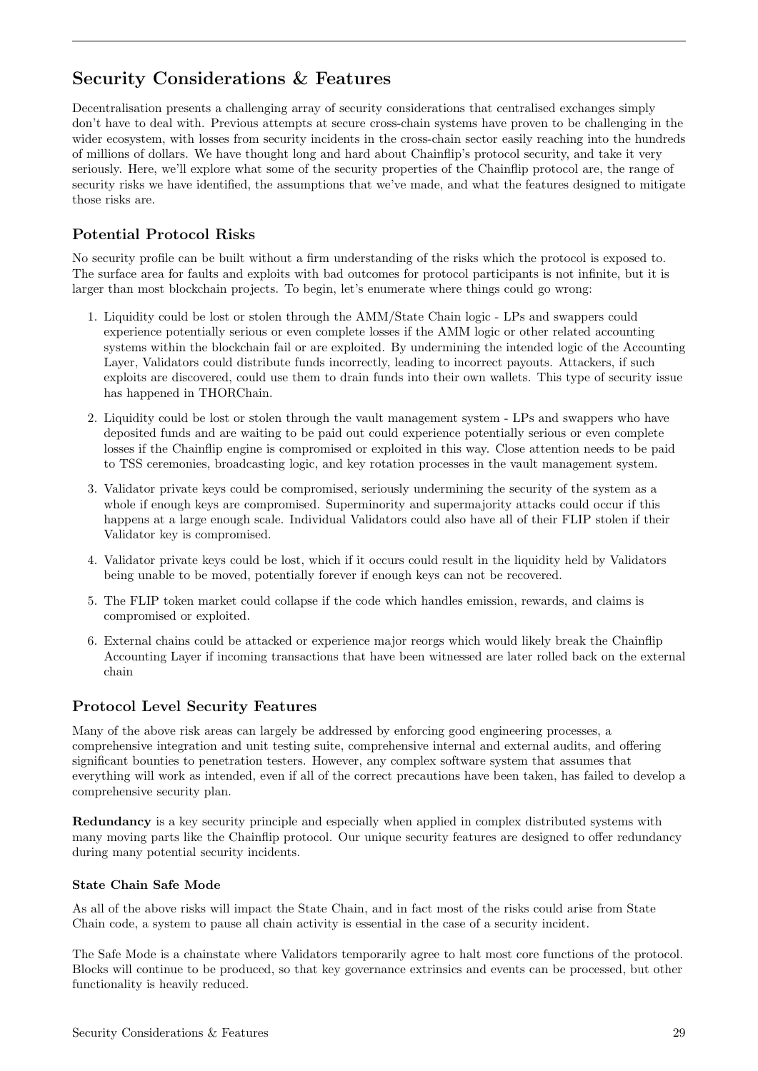## Security Considerations & Features

Decentralisation presents a challenging array of security considerations that centralised exchanges simply don't have to deal with. Previous attempts at secure cross-chain systems have proven to be challenging in the wider ecosystem, with losses from security incidents in the cross-chain sector easily reaching into the hundreds of millions of dollars. We have thought long and hard about Chainflip's protocol security, and take it very seriously. Here, we'll explore what some of the security properties of the Chainflip protocol are, the range of security risks we have identified, the assumptions that we've made, and what the features designed to mitigate those risks are.

### Potential Protocol Risks

No security profile can be built without a firm understanding of the risks which the protocol is exposed to. The surface area for faults and exploits with bad outcomes for protocol participants is not infinite, but it is larger than most blockchain projects. To begin, let's enumerate where things could go wrong:

1. Liquidity could be lost or stolen through the AMM/State Chain logic - LPs and swappers could experience potentially serious or even complete losses if the AMM logic or other related accounting systems within the blockchain fail or are exploited. By undermining the intended logic of the Accounting Layer, Validators could distribute funds incorrectly, leading to incorrect payouts. Attackers, if such exploits are discovered, could use them to drain funds into their own wallets. This type of security issue has happened in THORChain.
2. Liquidity could be lost or stolen through the vault management system - LPs and swappers who have deposited funds and are waiting to be paid out could experience potentially serious or even complete losses if the Chainflip engine is compromised or exploited in this way. Close attention needs to be paid to TSS ceremonies, broadcasting logic, and key rotation processes in the vault management system.
3. Validator private keys could be compromised, seriously undermining the security of the system as a whole if enough keys are compromised. Superminority and supermajority attacks could occur if this happens at a large enough scale. Individual Validators could also have all of their FLIP stolen if their Validator key is compromised.
4. Validator private keys could be lost, which if it occurs could result in the liquidity held by Validators being unable to be moved, potentially forever if enough keys can not be recovered.
5. The FLIP token market could collapse if the code which handles emission, rewards, and claims is compromised or exploited.
6. External chains could be attacked or experience major reorgs which would likely break the Chainflip Accounting Layer if incoming transactions that have been witnessed are later rolled back on the external chain

### Protocol Level Security Features

Many of the above risk areas can largely be addressed by enforcing good engineering processes, a comprehensive integration and unit testing suite, comprehensive internal and external audits, and offering significant bounties to penetration testers. However, any complex software system that assumes that everything will work as intended, even if all of the correct precautions have been taken, has failed to develop a comprehensive security plan.

**Redundancy** is a key security principle and especially when applied in complex distributed systems with many moving parts like the Chainflip protocol. Our unique security features are designed to offer redundancy during many potential security incidents.

#### State Chain Safe Mode

As all of the above risks will impact the State Chain, and in fact most of the risks could arise from State Chain code, a system to pause all chain activity is essential in the case of a security incident.

The Safe Mode is a chainstate where Validators temporarily agree to halt most core functions of the protocol. Blocks will continue to be produced, so that key governance extrinsics and events can be processed, but other functionality is heavily reduced.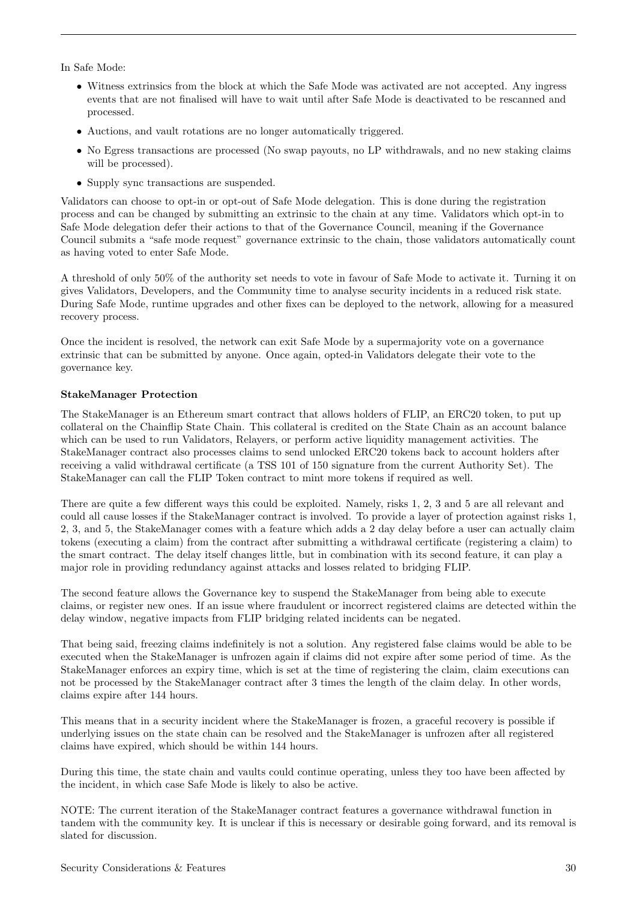In Safe Mode:

- Witness extrinsics from the block at which the Safe Mode was activated are not accepted. Any ingress events that are not finalised will have to wait until after Safe Mode is deactivated to be rescanned and processed.
- Auctions, and vault rotations are no longer automatically triggered.
- No Egress transactions are processed (No swap payouts, no LP withdrawals, and no new staking claims will be processed).
- Supply sync transactions are suspended.

Validators can choose to opt-in or opt-out of Safe Mode delegation. This is done during the registration process and can be changed by submitting an extrinsic to the chain at any time. Validators which opt-in to Safe Mode delegation defer their actions to that of the Governance Council, meaning if the Governance Council submits a "safe mode request" governance extrinsic to the chain, those validators automatically count as having voted to enter Safe Mode.

A threshold of only 50% of the authority set needs to vote in favour of Safe Mode to activate it. Turning it on gives Validators, Developers, and the Community time to analyse security incidents in a reduced risk state. During Safe Mode, runtime upgrades and other fixes can be deployed to the network, allowing for a measured recovery process.

Once the incident is resolved, the network can exit Safe Mode by a supermajority vote on a governance extrinsic that can be submitted by anyone. Once again, opted-in Validators delegate their vote to the governance key.

**StakeManager Protection**

The StakeManager is an Ethereum smart contract that allows holders of FLIP, an ERC20 token, to put up collateral on the Chainflip State Chain. This collateral is credited on the State Chain as an account balance which can be used to run Validators, Relayers, or perform active liquidity management activities. The StakeManager contract also processes claims to send unlocked ERC20 tokens back to account holders after receiving a valid withdrawal certificate (a TSS 101 of 150 signature from the current Authority Set). The StakeManager can call the FLIP Token contract to mint more tokens if required as well.

There are quite a few different ways this could be exploited. Namely, risks 1, 2, 3 and 5 are all relevant and could all cause losses if the StakeManager contract is involved. To provide a layer of protection against risks 1, 2, 3, and 5, the StakeManager comes with a feature which adds a 2 day delay before a user can actually claim tokens (executing a claim) from the contract after submitting a withdrawal certificate (registering a claim) to the smart contract. The delay itself changes little, but in combination with its second feature, it can play a major role in providing redundancy against attacks and losses related to bridging FLIP.

The second feature allows the Governance key to suspend the StakeManager from being able to execute claims, or register new ones. If an issue where fraudulent or incorrect registered claims are detected within the delay window, negative impacts from FLIP bridging related incidents can be negated.

That being said, freezing claims indefinitely is not a solution. Any registered false claims would be able to be executed when the StakeManager is unfrozen again if claims did not expire after some period of time. As the StakeManager enforces an expiry time, which is set at the time of registering the claim, claim executions can not be processed by the StakeManager contract after 3 times the length of the claim delay. In other words, claims expire after 144 hours.

This means that in a security incident where the StakeManager is frozen, a graceful recovery is possible if underlying issues on the state chain can be resolved and the StakeManager is unfrozen after all registered claims have expired, which should be within 144 hours.

During this time, the state chain and vaults could continue operating, unless they too have been affected by the incident, in which case Safe Mode is likely to also be active.

NOTE: The current iteration of the StakeManager contract features a governance withdrawal function in tandem with the community key. It is unclear if this is necessary or desirable going forward, and its removal is slated for discussion.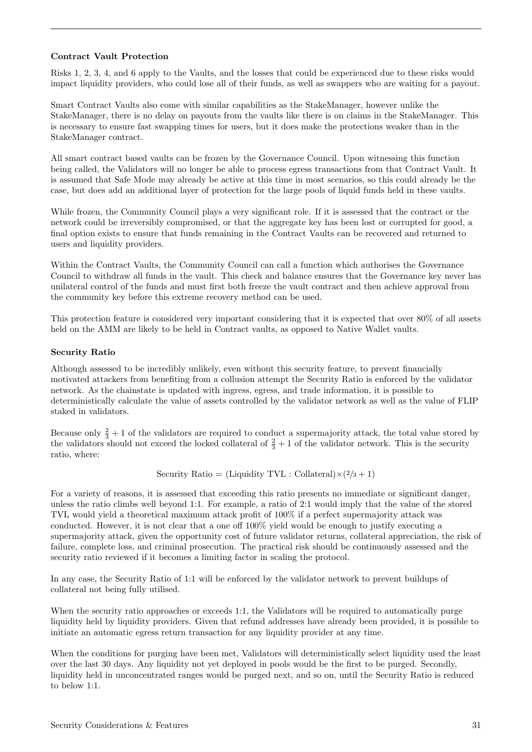**Contract Vault Protection**

Risks 1, 2, 3, 4, and 6 apply to the Vaults, and the losses that could be experienced due to these risks would impact liquidity providers, who could lose all of their funds, as well as swappers who are waiting for a payout.

Smart Contract Vaults also come with similar capabilities as the StakeManager, however unlike the StakeManager, there is no delay on payouts from the vaults like there is on claims in the StakeManager. This is necessary to ensure fast swapping times for users, but it does make the protections weaker than in the StakeManager contract.

All smart contract based vaults can be frozen by the Governance Council. Upon witnessing this function being called, the Validators will no longer be able to process egress transactions from that Contract Vault. It is assumed that Safe Mode may already be active at this time in most scenarios, so this could already be the case, but does add an additional layer of protection for the large pools of liquid funds held in these vaults.

While frozen, the Community Council plays a very significant role. If it is assessed that the contract or the network could be irreversibly compromised, or that the aggregate key has been lost or corrupted for good, a final option exists to ensure that funds remaining in the Contract Vaults can be recovered and returned to users and liquidity providers.

Within the Contract Vaults, the Community Council can call a function which authorises the Governance Council to withdraw all funds in the vault. This check and balance ensures that the Governance key never has unilateral control of the funds and must first both freeze the vault contract and then achieve approval from the community key before this extreme recovery method can be used.

This protection feature is considered very important considering that it is expected that over 80% of all assets held on the AMM are likely to be held in Contract vaults, as opposed to Native Wallet vaults.

**Security Ratio**

Although assessed to be incredibly unlikely, even without this security feature, to prevent financially motivated attackers from benefiting from a collusion attempt the Security Ratio is enforced by the validator network. As the chainstate is updated with ingress, egress, and trade information, it is possible to deterministically calculate the value of assets controlled by the validator network as well as the value of FLIP staked in validators.

Because only $\frac{2}{3} + 1$ of the validators are required to conduct a supermajority attack, the total value stored by the validators should not exceed the locked collateral of $\frac{2}{3} + 1$ of the validator network. This is the security ratio, where:

$$\text{Security Ratio} = (\text{Liquidity TVL} : \text{Collateral}) \times (2/3 + 1)$$

For a variety of reasons, it is assessed that exceeding this ratio presents no immediate or significant danger, unless the ratio climbs well beyond 1:1. For example, a ratio of 2:1 would imply that the value of the stored TVL would yield a theoretical maximum attack profit of 100% if a perfect supermajority attack was conducted. However, it is not clear that a one off 100% yield would be enough to justify executing a supermajority attack, given the opportunity cost of future validator returns, collateral appreciation, the risk of failure, complete loss, and criminal prosecution. The practical risk should be continuously assessed and the security ratio reviewed if it becomes a limiting factor in scaling the protocol.

In any case, the Security Ratio of 1:1 will be enforced by the validator network to prevent buildups of collateral not being fully utilised.

When the security ratio approaches or exceeds 1:1, the Validators will be required to automatically purge liquidity held by liquidity providers. Given that refund addresses have already been provided, it is possible to initiate an automatic egress return transaction for any liquidity provider at any time.

When the conditions for purging have been met, Validators will deterministically select liquidity used the least over the last 30 days. Any liquidity not yet deployed in pools would be the first to be purged. Secondly, liquidity held in unconcentrated ranges would be purged next, and so on, until the Security Ratio is reduced to below 1:1.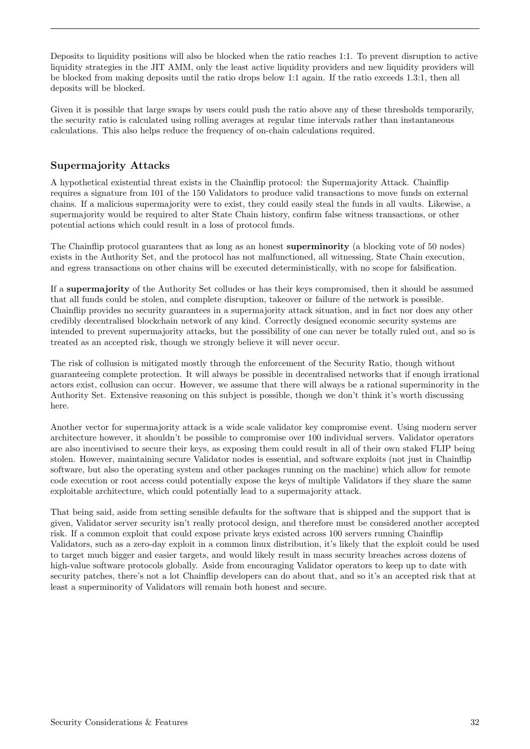Deposits to liquidity positions will also be blocked when the ratio reaches 1:1. To prevent disruption to active liquidity strategies in the JIT AMM, only the least active liquidity providers and new liquidity providers will be blocked from making deposits until the ratio drops below 1:1 again. If the ratio exceeds 1.3:1, then all deposits will be blocked.

Given it is possible that large swaps by users could push the ratio above any of these thresholds temporarily, the security ratio is calculated using rolling averages at regular time intervals rather than instantaneous calculations. This also helps reduce the frequency of on-chain calculations required.

### Supermajority Attacks

A hypothetical existential threat exists in the Chainflip protocol: the Supermajority Attack. Chainflip requires a signature from 101 of the 150 Validators to produce valid transactions to move funds on external chains. If a malicious supermajority were to exist, they could easily steal the funds in all vaults. Likewise, a supermajority would be required to alter State Chain history, confirm false witness transactions, or other potential actions which could result in a loss of protocol funds.

The Chainflip protocol guarantees that as long as an honest **superminority** (a blocking vote of 50 nodes) exists in the Authority Set, and the protocol has not malfunctioned, all witnessing, State Chain execution, and egress transactions on other chains will be executed deterministically, with no scope for falsification.

If a **supermajority** of the Authority Set colludes or has their keys compromised, then it should be assumed that all funds could be stolen, and complete disruption, takeover or failure of the network is possible. Chainflip provides no security guarantees in a supermajority attack situation, and in fact nor does any other credibly decentralised blockchain network of any kind. Correctly designed economic security systems are intended to prevent supermajority attacks, but the possibility of one can never be totally ruled out, and so is treated as an accepted risk, though we strongly believe it will never occur.

The risk of collusion is mitigated mostly through the enforcement of the Security Ratio, though without guaranteeing complete protection. It will always be possible in decentralised networks that if enough irrational actors exist, collusion can occur. However, we assume that there will always be a rational superminority in the Authority Set. Extensive reasoning on this subject is possible, though we don't think it's worth discussing here.

Another vector for supermajority attack is a wide scale validator key compromise event. Using modern server architecture however, it shouldn't be possible to compromise over 100 individual servers. Validator operators are also incentivised to secure their keys, as exposing them could result in all of their own staked FLIP being stolen. However, maintaining secure Validator nodes is essential, and software exploits (not just in Chainflip software, but also the operating system and other packages running on the machine) which allow for remote code execution or root access could potentially expose the keys of multiple Validators if they share the same exploitable architecture, which could potentially lead to a supermajority attack.

That being said, aside from setting sensible defaults for the software that is shipped and the support that is given, Validator server security isn't really protocol design, and therefore must be considered another accepted risk. If a common exploit that could expose private keys existed across 100 servers running Chainflip Validators, such as a zero-day exploit in a common linux distribution, it's likely that the exploit could be used to target much bigger and easier targets, and would likely result in mass security breaches across dozens of high-value software protocols globally. Aside from encouraging Validator operators to keep up to date with security patches, there's not a lot Chainflip developers can do about that, and so it's an accepted risk that at least a superminority of Validators will remain both honest and secure.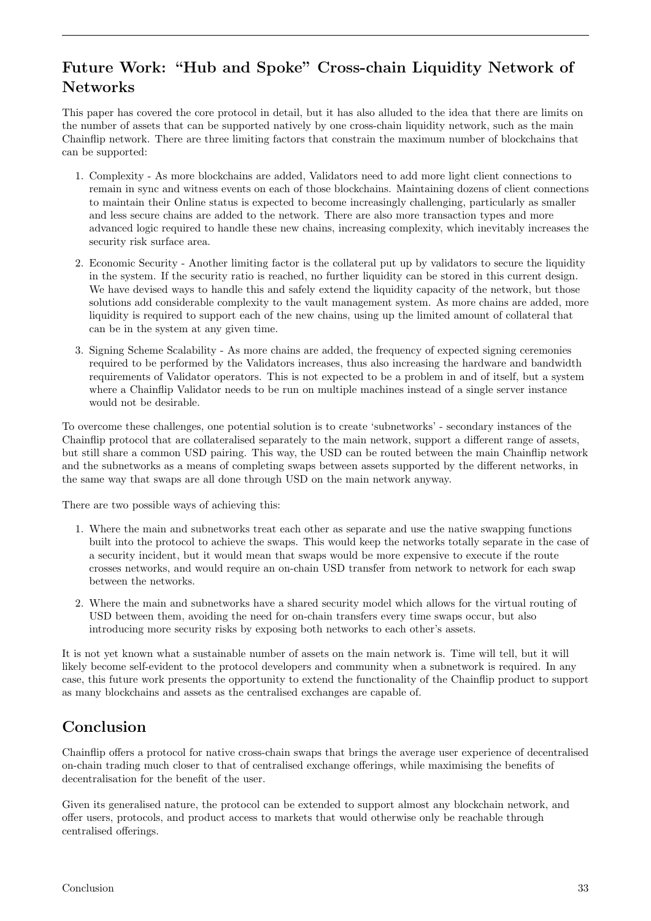## Future Work: "Hub and Spoke" Cross-chain Liquidity Network of Networks

This paper has covered the core protocol in detail, but it has also alluded to the idea that there are limits on the number of assets that can be supported natively by one cross-chain liquidity network, such as the main Chainflip network. There are three limiting factors that constrain the maximum number of blockchains that can be supported:

1. Complexity - As more blockchains are added, Validators need to add more light client connections to remain in sync and witness events on each of those blockchains. Maintaining dozens of client connections to maintain their Online status is expected to become increasingly challenging, particularly as smaller and less secure chains are added to the network. There are also more transaction types and more advanced logic required to handle these new chains, increasing complexity, which inevitably increases the security risk surface area.
2. Economic Security - Another limiting factor is the collateral put up by validators to secure the liquidity in the system. If the security ratio is reached, no further liquidity can be stored in this current design. We have devised ways to handle this and safely extend the liquidity capacity of the network, but those solutions add considerable complexity to the vault management system. As more chains are added, more liquidity is required to support each of the new chains, using up the limited amount of collateral that can be in the system at any given time.
3. Signing Scheme Scalability - As more chains are added, the frequency of expected signing ceremonies required to be performed by the Validators increases, thus also increasing the hardware and bandwidth requirements of Validator operators. This is not expected to be a problem in and of itself, but a system where a Chainflip Validator needs to be run on multiple machines instead of a single server instance would not be desirable.

To overcome these challenges, one potential solution is to create 'subnetworks' - secondary instances of the Chainflip protocol that are collateralised separately to the main network, support a different range of assets, but still share a common USD pairing. This way, the USD can be routed between the main Chainflip network and the subnetworks as a means of completing swaps between assets supported by the different networks, in the same way that swaps are all done through USD on the main network anyway.

There are two possible ways of achieving this:

1. Where the main and subnetworks treat each other as separate and use the native swapping functions built into the protocol to achieve the swaps. This would keep the networks totally separate in the case of a security incident, but it would mean that swaps would be more expensive to execute if the route crosses networks, and would require an on-chain USD transfer from network to network for each swap between the networks.
2. Where the main and subnetworks have a shared security model which allows for the virtual routing of USD between them, avoiding the need for on-chain transfers every time swaps occur, but also introducing more security risks by exposing both networks to each other's assets.

It is not yet known what a sustainable number of assets on the main network is. Time will tell, but it will likely become self-evident to the protocol developers and community when a subnetwork is required. In any case, this future work presents the opportunity to extend the functionality of the Chainflip product to support as many blockchains and assets as the centralised exchanges are capable of.

## Conclusion

Chainflip offers a protocol for native cross-chain swaps that brings the average user experience of decentralised on-chain trading much closer to that of centralised exchange offerings, while maximising the benefits of decentralisation for the benefit of the user.

Given its generalised nature, the protocol can be extended to support almost any blockchain network, and offer users, protocols, and product access to markets that would otherwise only be reachable through centralised offerings.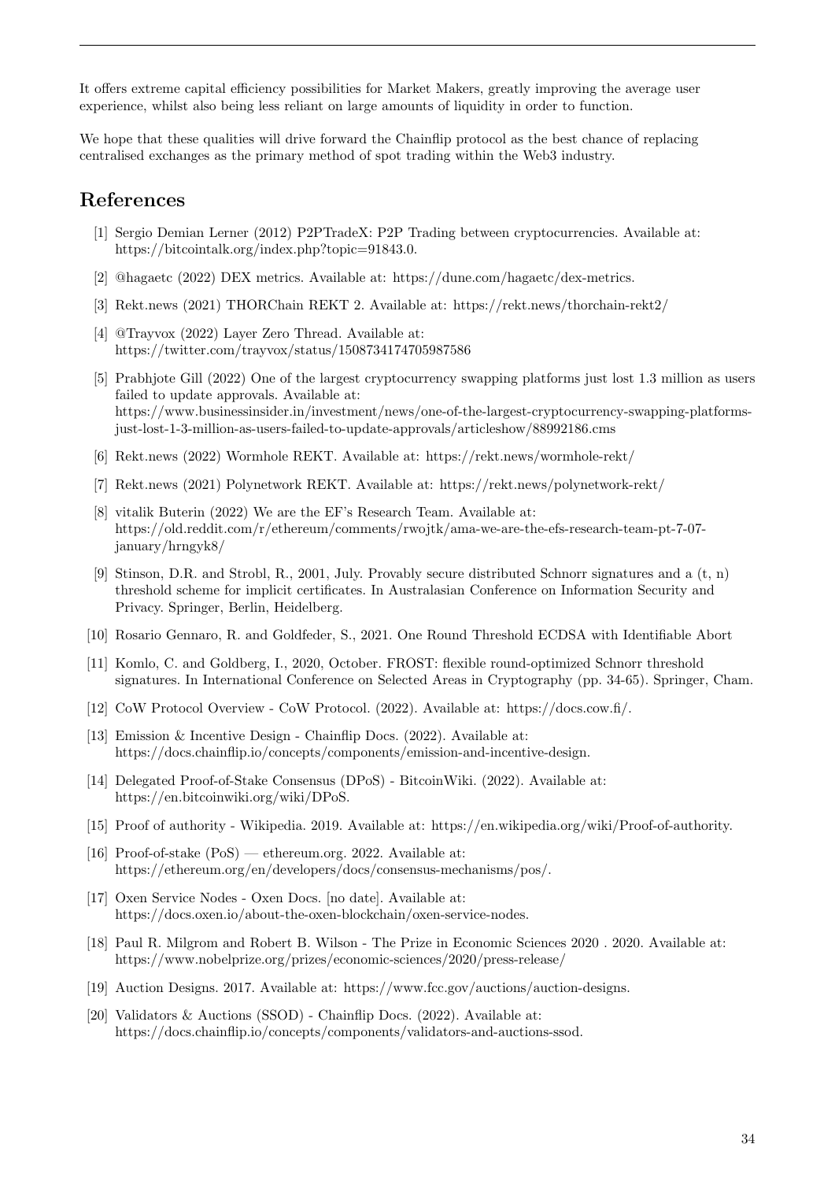It offers extreme capital efficiency possibilities for Market Makers, greatly improving the average user experience, whilst also being less reliant on large amounts of liquidity in order to function.

We hope that these qualities will drive forward the Chainflip protocol as the best chance of replacing centralised exchanges as the primary method of spot trading within the Web3 industry.

## References

[1] Sergio Demian Lerner (2012) P2PTradeX: P2P Trading between cryptocurrencies. Available at: https://bitcointalk.org/index.php?topic=91843.0.

[2] @hagaetc (2022) DEX metrics. Available at: https://dune.com/hagaetc/dex-metrics.

[3] Rekt.news (2021) THORChain REKT 2. Available at: https://rekt.news/thorchain-rekt2/

[4] @Trayvox (2022) Layer Zero Thread. Available at: https://twitter.com/trayvox/status/1508734174705987586

[5] Prabhjote Gill (2022) One of the largest cryptocurrency swapping platforms just lost 1.3 million as users failed to update approvals. Available at: https://www.businessinsider.in/investment/news/one-of-the-largest-cryptocurrency-swapping-platforms-just-lost-1-3-million-as-users-failed-to-update-approvals/articleshow/88992186.cms

[6] Rekt.news (2022) Wormhole REKT. Available at: https://rekt.news/wormhole-rekt/

[7] Rekt.news (2021) Polynetwork REKT. Available at: https://rekt.news/polynetwork-rekt/

[8] vitalik Buterin (2022) We are the EF's Research Team. Available at: https://old.reddit.com/r/ethereum/comments/rwojtk/ama-we-are-the-efs-research-team-pt-7-07-january/hrngyk8/

[9] Stinson, D.R. and Strobl, R., 2001, July. Provably secure distributed Schnorr signatures and a (t, n) threshold scheme for implicit certificates. In Australasian Conference on Information Security and Privacy. Springer, Berlin, Heidelberg.

[10] Rosario Gennaro, R. and Goldfeder, S., 2021. One Round Threshold ECDSA with Identifiable Abort

[11] Komlo, C. and Goldberg, I., 2020, October. FROST: flexible round-optimized Schnorr threshold signatures. In International Conference on Selected Areas in Cryptography (pp. 34-65). Springer, Cham.

[12] CoW Protocol Overview - CoW Protocol. (2022). Available at: https://docs.cow.fi/.

[13] Emission & Incentive Design - Chainflip Docs. (2022). Available at: https://docs.chainflip.io/concepts/components/emission-and-incentive-design.

[14] Delegated Proof-of-Stake Consensus (DPoS) - BitcoinWiki. (2022). Available at: https://en.bitcoinwiki.org/wiki/DPoS.

[15] Proof of authority - Wikipedia. 2019. Available at: https://en.wikipedia.org/wiki/Proof-of-authority.

[16] Proof-of-stake (PoS) — ethereum.org. 2022. Available at: https://ethereum.org/en/developers/docs/consensus-mechanisms/pos/.

[17] Oxen Service Nodes - Oxen Docs. [no date]. Available at: https://docs.oxen.io/about-the-oxen-blockchain/oxen-service-nodes.

[18] Paul R. Milgrom and Robert B. Wilson - The Prize in Economic Sciences 2020 . 2020. Available at: https://www.nobelprize.org/prizes/economic-sciences/2020/press-release/

[19] Auction Designs. 2017. Available at: https://www.fcc.gov/auctions/auction-designs.

[20] Validators & Auctions (SSOD) - Chainflip Docs. (2022). Available at: https://docs.chainflip.io/concepts/components/validators-and-auctions-ssod.